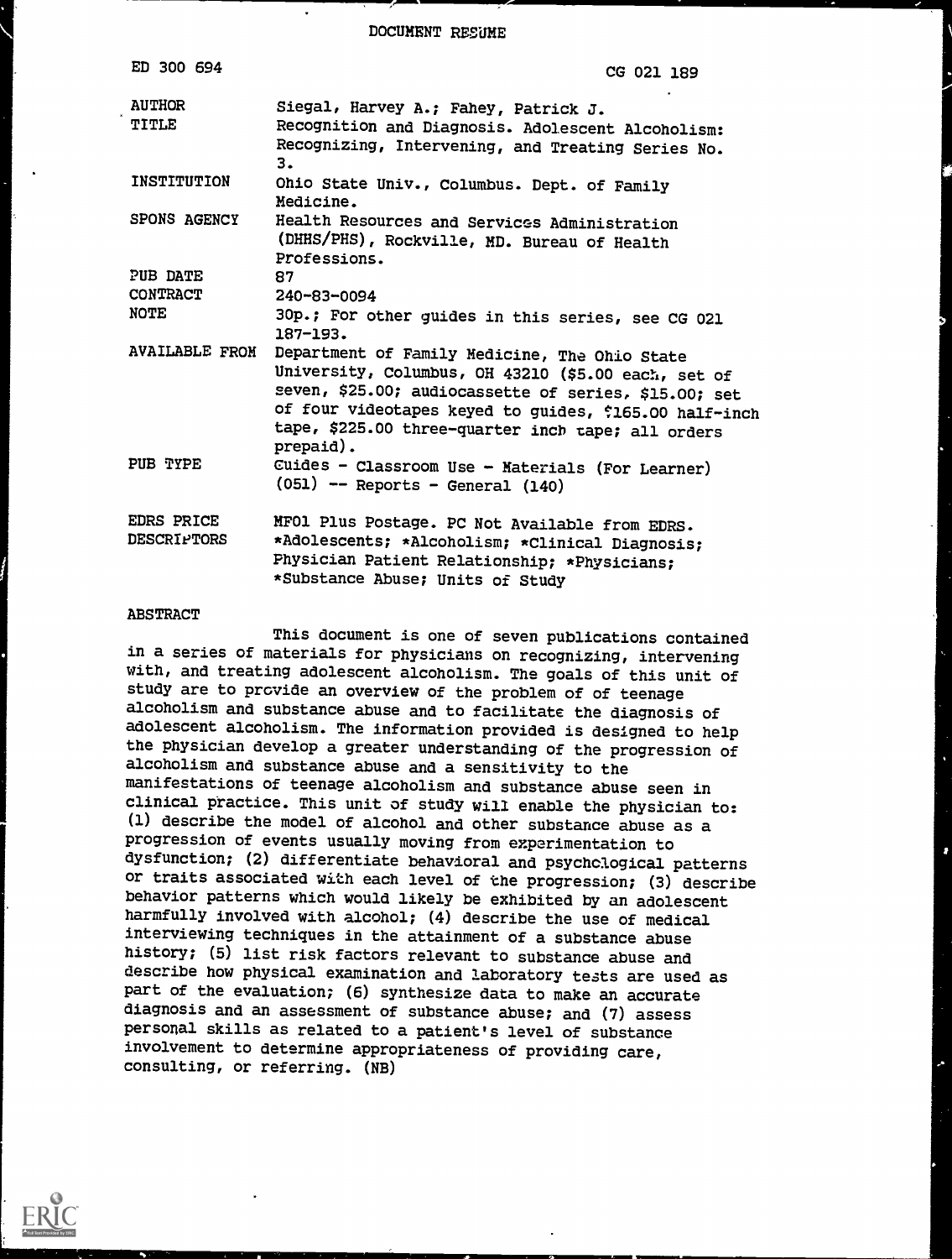DOCUMENT RESUME

| | |
|---|---|
| ED 300 694 | CG 021 189 |
| AUTHOR | Siegal, Harvey A.; Fahey, Patrick J. |
| TITLE | Recognition and Diagnosis. Adolescent Alcoholism: Recognizing, Intervening, and Treating Series No. 3. |
| INSTITUTION | Ohio State Univ., Columbus. Dept. of Family Medicine. |
| SPONS AGENCY | Health Resources and Services Administration (DHHS/PHS), Rockville, MD. Bureau of Health Professions. |
| PUB DATE | 87 |
| CONTRACT | 240-83-0094 |
| NOTE | 30p.; For other guides in this series, see CG 021 187-193. |
| AVAILABLE FROM | Department of Family Medicine, The Ohio State University, Columbus, OH 43210 ($5.00 each, set of seven, $25.00; audiocassette of series, $15.00; set of four videotapes keyed to guides, $165.00 half-inch tape, $225.00 three-quarter inch tape; all orders prepaid). |
| PUB TYPE | Guides - Classroom Use - Materials (For Learner) (051) -- Reports - General (140) |
| EDRS PRICE | MF01 Plus Postage. PC Not Available from EDRS. |
| DESCRIPTORS | *Adolescents; *Alcoholism; *Clinical Diagnosis; Physician Patient Relationship; *Physicians; *Substance Abuse; Units of Study |

ABSTRACT

This document is one of seven publications contained in a series of materials for physicians on recognizing, intervening with, and treating adolescent alcoholism. The goals of this unit of study are to provide an overview of the problem of of teenage alcoholism and substance abuse and to facilitate the diagnosis of adolescent alcoholism. The information provided is designed to help the physician develop a greater understanding of the progression of alcoholism and substance abuse and a sensitivity to the manifestations of teenage alcoholism and substance abuse seen in clinical practice. This unit of study will enable the physician to: (1) describe the model of alcohol and other substance abuse as a progression of events usually moving from experimentation to dysfunction; (2) differentiate behavioral and psychological patterns or traits associated with each level of the progression; (3) describe behavior patterns which would likely be exhibited by an adolescent harmfully involved with alcohol; (4) describe the use of medical interviewing techniques in the attainment of a substance abuse history; (5) list risk factors relevant to substance abuse and describe how physical examination and laboratory tests are used as part of the evaluation; (6) synthesize data to make an accurate diagnosis and an assessment of substance abuse; and (7) assess personal skills as related to a patient's level of substance involvement to determine appropriateness of providing care, consulting, or referring. (NB)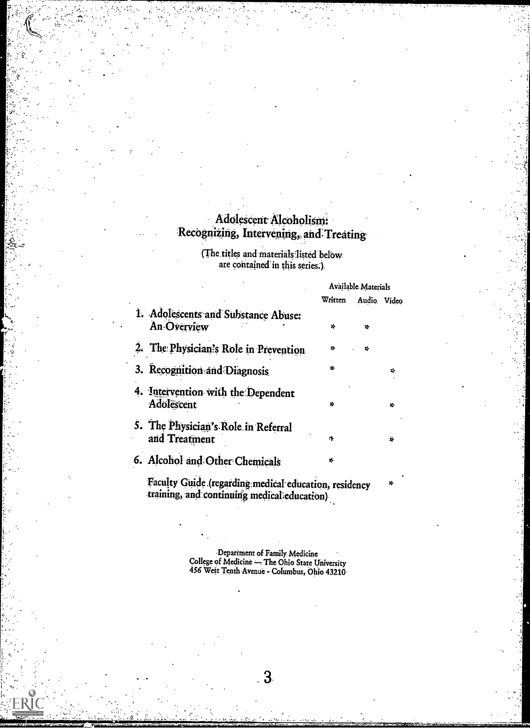# Adolescent Alcoholism: Recognizing, Intervening, and Treating

(The titles and materials listed below are contained in this series.)

| | Available Materials | | |
|---|---|---|---|
| | Written | Audio | Video |
| 1. Adolescents and Substance Abuse: An Overview | * | * | |
| 2. The Physician's Role in Prevention | * | * | |
| 3. Recognition and Diagnosis | * | | * |
| 4. Intervention with the Dependent Adolescent | * | | * |
| 5. The Physician's Role in Referral and Treatment | * | | * |
| 6. Alcohol and Other Chemicals | * | | |
| Faculty Guide (regarding medical education, residency training, and continuing medical education) | | | * |

Department of Family Medicine
College of Medicine — The Ohio State University
456 West Tenth Avenue - Columbus, Ohio 43210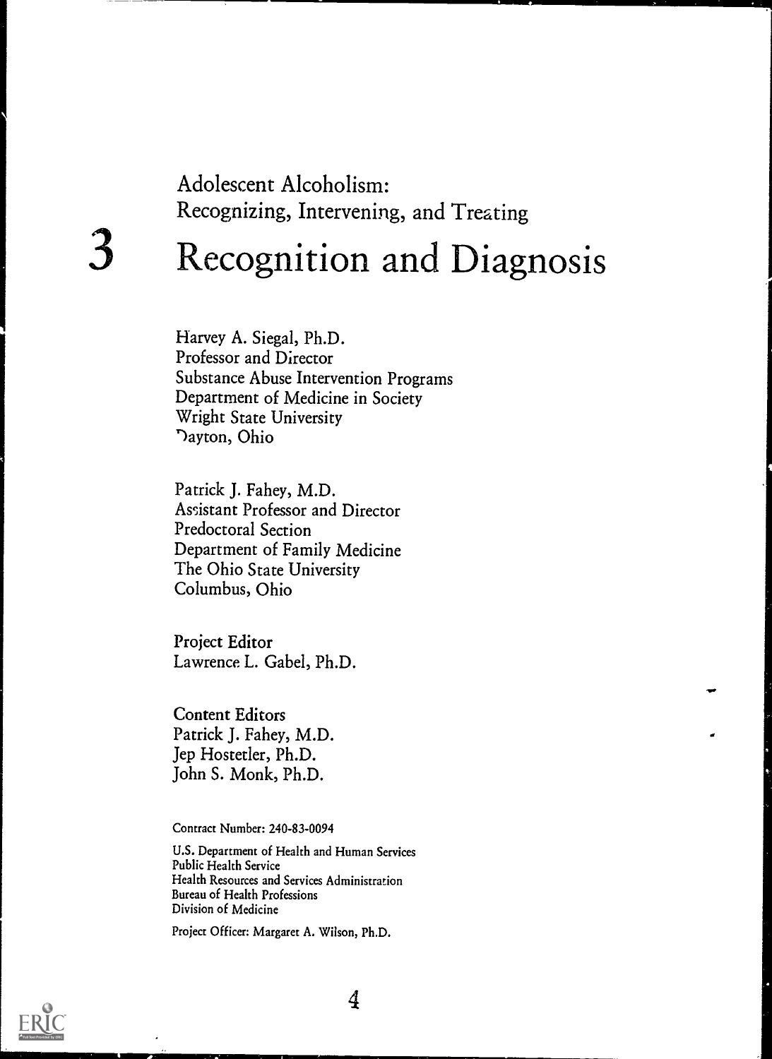Adolescent Alcoholism:
Recognizing, Intervening, and Treating

# 3 Recognition and Diagnosis

Harvey A. Siegal, Ph.D.
Professor and Director
Substance Abuse Intervention Programs
Department of Medicine in Society
Wright State University
Dayton, Ohio

Patrick J. Fahey, M.D.
Assistant Professor and Director
Predoctoral Section
Department of Family Medicine
The Ohio State University
Columbus, Ohio

Project Editor
Lawrence L. Gabel, Ph.D.

Content Editors
Patrick J. Fahey, M.D.
Jep Hostetler, Ph.D.
John S. Monk, Ph.D.

Contract Number: 240-83-0094

U.S. Department of Health and Human Services
Public Health Service
Health Resources and Services Administration
Bureau of Health Professions
Division of Medicine

Project Officer: Margaret A. Wilson, Ph.D.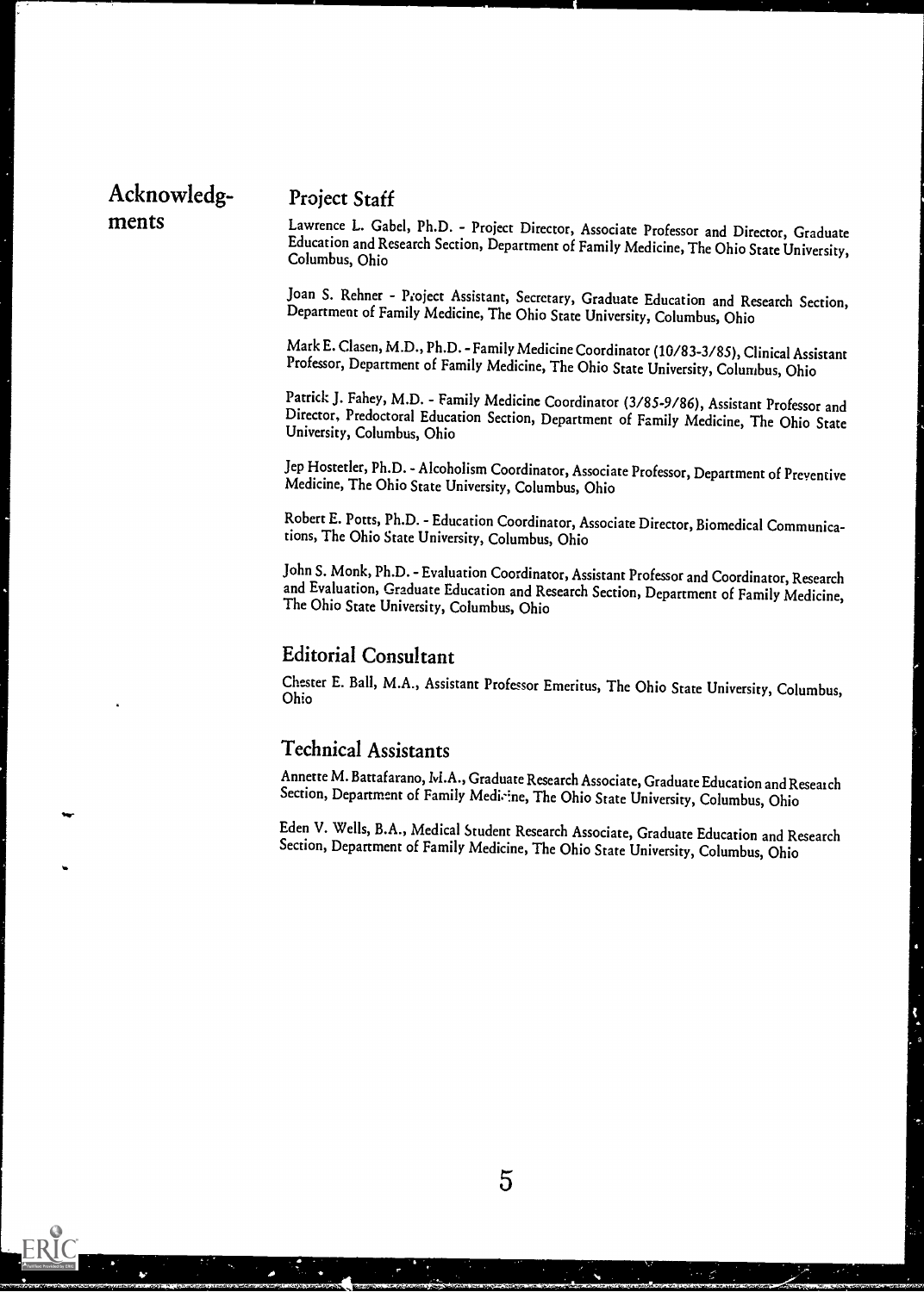# Acknowledgments

## Project Staff

Lawrence L. Gabel, Ph.D. - Project Director, Associate Professor and Director, Graduate Education and Research Section, Department of Family Medicine, The Ohio State University, Columbus, Ohio

Joan S. Rehner - Project Assistant, Secretary, Graduate Education and Research Section, Department of Family Medicine, The Ohio State University, Columbus, Ohio

Mark E. Clasen, M.D., Ph.D. - Family Medicine Coordinator (10/83-3/85), Clinical Assistant Professor, Department of Family Medicine, The Ohio State University, Columbus, Ohio

Patrick J. Fahey, M.D. - Family Medicine Coordinator (3/85-9/86), Assistant Professor and Director, Predoctoral Education Section, Department of Family Medicine, The Ohio State University, Columbus, Ohio

Jep Hostetler, Ph.D. - Alcoholism Coordinator, Associate Professor, Department of Preventive Medicine, The Ohio State University, Columbus, Ohio

Robert E. Potts, Ph.D. - Education Coordinator, Associate Director, Biomedical Communications, The Ohio State University, Columbus, Ohio

John S. Monk, Ph.D. - Evaluation Coordinator, Assistant Professor and Coordinator, Research and Evaluation, Graduate Education and Research Section, Department of Family Medicine, The Ohio State University, Columbus, Ohio

## Editorial Consultant

Chester E. Ball, M.A., Assistant Professor Emeritus, The Ohio State University, Columbus, Ohio

## Technical Assistants

Annette M. Battafarano, M.A., Graduate Research Associate, Graduate Education and Research Section, Department of Family Medicine, The Ohio State University, Columbus, Ohio

Eden V. Wells, B.A., Medical Student Research Associate, Graduate Education and Research Section, Department of Family Medicine, The Ohio State University, Columbus, Ohio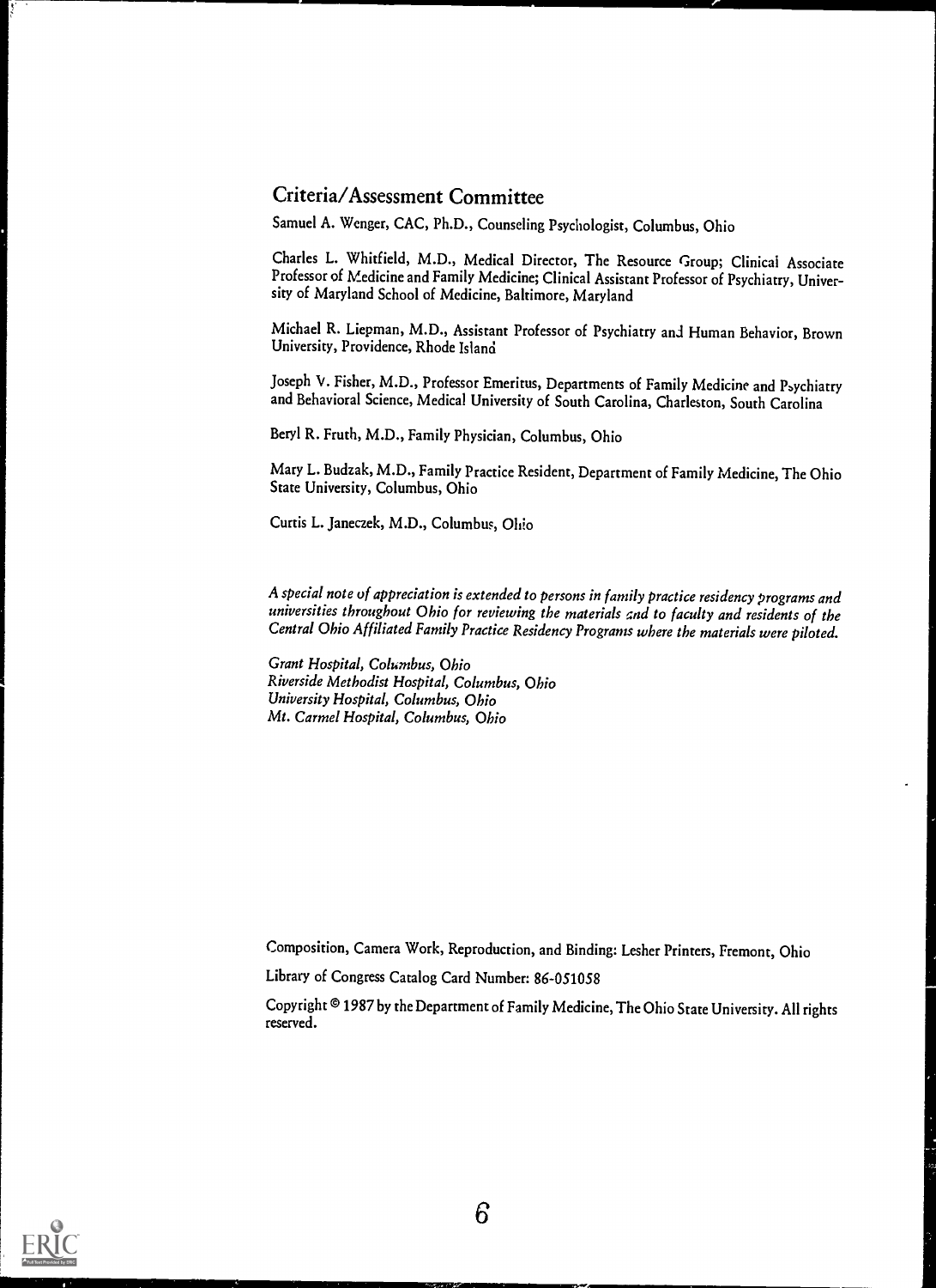## Criteria/Assessment Committee

Samuel A. Wenger, CAC, Ph.D., Counseling Psychologist, Columbus, Ohio

Charles L. Whitfield, M.D., Medical Director, The Resource Group; Clinical Associate Professor of Medicine and Family Medicine; Clinical Assistant Professor of Psychiatry, University of Maryland School of Medicine, Baltimore, Maryland

Michael R. Liepman, M.D., Assistant Professor of Psychiatry and Human Behavior, Brown University, Providence, Rhode Island

Joseph V. Fisher, M.D., Professor Emeritus, Departments of Family Medicine and Psychiatry and Behavioral Science, Medical University of South Carolina, Charleston, South Carolina

Beryl R. Fruth, M.D., Family Physician, Columbus, Ohio

Mary L. Budzak, M.D., Family Practice Resident, Department of Family Medicine, The Ohio State University, Columbus, Ohio

Curtis L. Janeczek, M.D., Columbus, Ohio

*A special note of appreciation is extended to persons in family practice residency programs and universities throughout Ohio for reviewing the materials and to faculty and residents of the Central Ohio Affiliated Family Practice Residency Programs where the materials were piloted.*

*Grant Hospital, Columbus, Ohio*
*Riverside Methodist Hospital, Columbus, Ohio*
*University Hospital, Columbus, Ohio*
*Mt. Carmel Hospital, Columbus, Ohio*

Composition, Camera Work, Reproduction, and Binding: Lesher Printers, Fremont, Ohio

Library of Congress Catalog Card Number: 86-051058

Copyright © 1987 by the Department of Family Medicine, The Ohio State University. All rights reserved.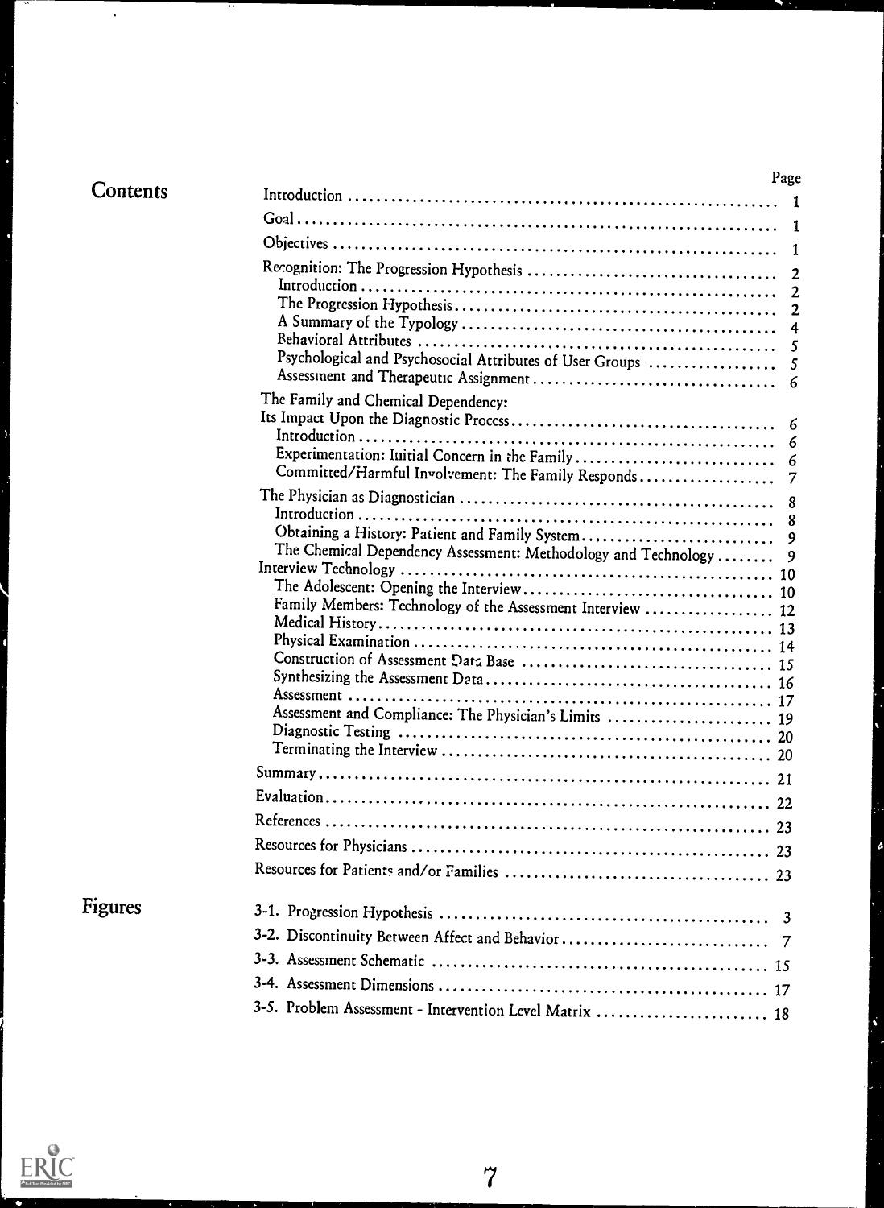## Contents

| | Page |
|---|---|
| Introduction | 1 |
| Goal | 1 |
| Objectives | 1 |
| Recognition: The Progression Hypothesis | 2 |
| Introduction | 2 |
| The Progression Hypothesis | 2 |
| A Summary of the Typology | 4 |
| Behavioral Attributes | 5 |
| Psychological and Psychosocial Attributes of User Groups | 5 |
| Assessment and Therapeutic Assignment | 6 |
| The Family and Chemical Dependency: Its Impact Upon the Diagnostic Process | 6 |
| Introduction | 6 |
| Experimentation: Initial Concern in the Family | 6 |
| Committed/Harmful Involvement: The Family Responds | 7 |
| The Physician as Diagnostician | 8 |
| Introduction | 8 |
| Obtaining a History: Patient and Family System | 9 |
| The Chemical Dependency Assessment: Methodology and Technology | 9 |
| Interview Technology | 10 |
| The Adolescent: Opening the Interview | 10 |
| Family Members: Technology of the Assessment Interview | 12 |
| Medical History | 13 |
| Physical Examination | 14 |
| Construction of Assessment Data Base | 15 |
| Synthesizing the Assessment Data | 16 |
| Assessment | 17 |
| Assessment and Compliance: The Physician's Limits | 19 |
| Diagnostic Testing | 20 |
| Terminating the Interview | 20 |
| Summary | 21 |
| Evaluation | 22 |
| References | 23 |
| Resources for Physicians | 23 |
| Resources for Patients and/or Families | 23 |

## Figures

| | Page |
|---|---|
| 3-1. Progression Hypothesis | 3 |
| 3-2. Discontinuity Between Affect and Behavior | 7 |
| 3-3. Assessment Schematic | 15 |
| 3-4. Assessment Dimensions | 17 |
| 3-5. Problem Assessment - Intervention Level Matrix | 18 |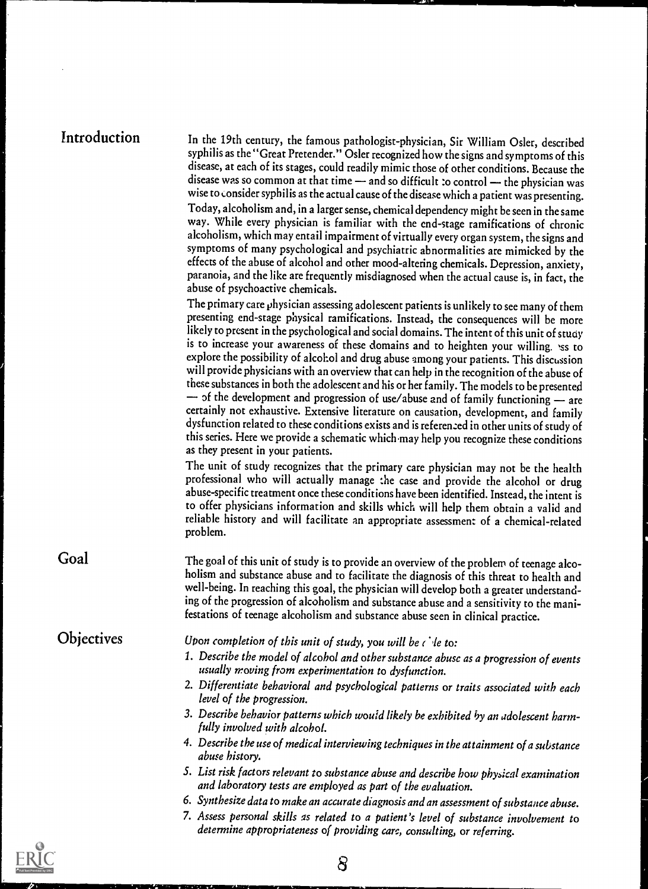## Introduction

In the 19th century, the famous pathologist-physician, Sir William Osler, described syphilis as the "Great Pretender." Osler recognized how the signs and symptoms of this disease, at each of its stages, could readily mimic those of other conditions. Because the disease was so common at that time — and so difficult to control — the physician was wise to consider syphilis as the actual cause of the disease which a patient was presenting.

Today, alcoholism and, in a larger sense, chemical dependency might be seen in the same way. While every physician is familiar with the end-stage ramifications of chronic alcoholism, which may entail impairment of virtually every organ system, the signs and symptoms of many psychological and psychiatric abnormalities are mimicked by the effects of the abuse of alcohol and other mood-altering chemicals. Depression, anxiety, paranoia, and the like are frequently misdiagnosed when the actual cause is, in fact, the abuse of psychoactive chemicals.

The primary care physician assessing adolescent patients is unlikely to see many of them presenting end-stage physical ramifications. Instead, the consequences will be more likely to present in the psychological and social domains. The intent of this unit of study is to increase your awareness of these domains and to heighten your willingness to explore the possibility of alcohol and drug abuse among your patients. This discussion will provide physicians with an overview that can help in the recognition of the abuse of these substances in both the adolescent and his or her family. The models to be presented — of the development and progression of use/abuse and of family functioning — are certainly not exhaustive. Extensive literature on causation, development, and family dysfunction related to these conditions exists and is referenced in other units of study of this series. Here we provide a schematic which may help you recognize these conditions as they present in your patients.

The unit of study recognizes that the primary care physician may not be the health professional who will actually manage the case and provide the alcohol or drug abuse-specific treatment once these conditions have been identified. Instead, the intent is to offer physicians information and skills which will help them obtain a valid and reliable history and will facilitate an appropriate assessment of a chemical-related problem.

## Goal

The goal of this unit of study is to provide an overview of the problem of teenage alcoholism and substance abuse and to facilitate the diagnosis of this threat to health and well-being. In reaching this goal, the physician will develop both a greater understanding of the progression of alcoholism and substance abuse and a sensitivity to the manifestations of teenage alcoholism and substance abuse seen in clinical practice.

## Objectives

*Upon completion of this unit of study, you will be able to:*

1. *Describe the model of alcohol and other substance abuse as a progression of events usually moving from experimentation to dysfunction.*
2. *Differentiate behavioral and psychological patterns or traits associated with each level of the progression.*
3. *Describe behavior patterns which would likely be exhibited by an adolescent harmfully involved with alcohol.*
4. *Describe the use of medical interviewing techniques in the attainment of a substance abuse history.*
5. *List risk factors relevant to substance abuse and describe how physical examination and laboratory tests are employed as part of the evaluation.*
6. *Synthesize data to make an accurate diagnosis and an assessment of substance abuse.*
7. *Assess personal skills as related to a patient's level of substance involvement to determine appropriateness of providing care, consulting, or referring.*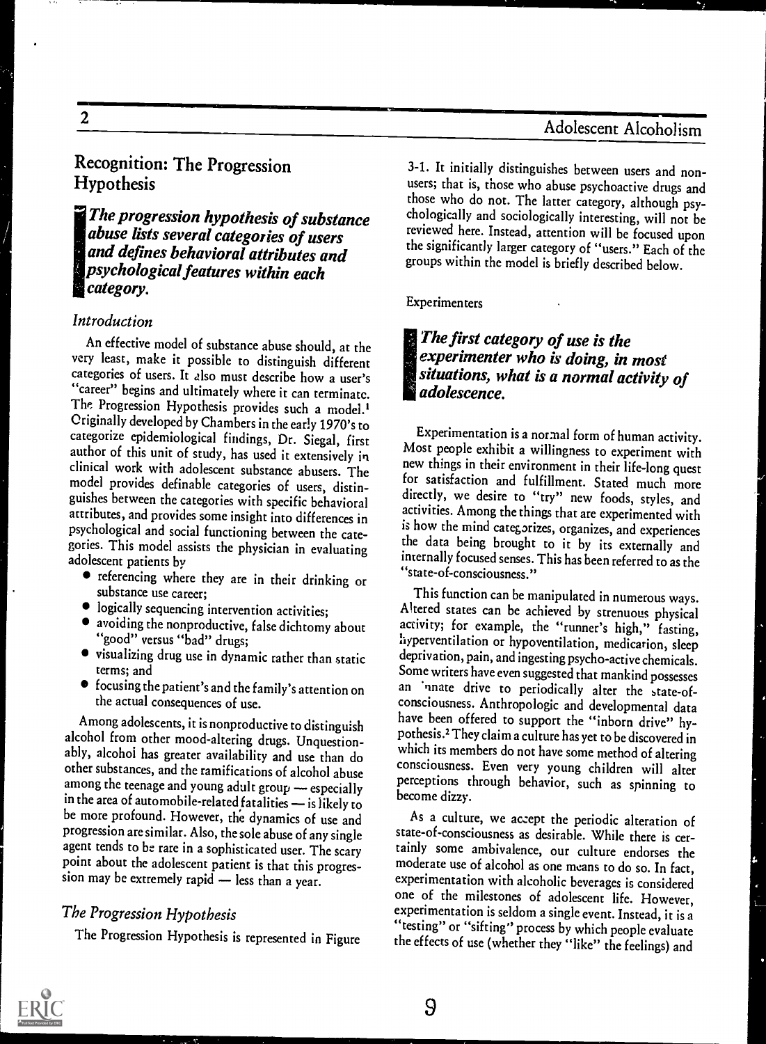## Recognition: The Progression Hypothesis

***The progression hypothesis of substance abuse lists several categories of users and defines behavioral attributes and psychological features within each category.***

### *Introduction*

An effective model of substance abuse should, at the very least, make it possible to distinguish different categories of users. It also must describe how a user's "career" begins and ultimately where it can terminate. The Progression Hypothesis provides such a model.[1] Originally developed by Chambers in the early 1970's to categorize epidemiological findings, Dr. Siegal, first author of this unit of study, has used it extensively in clinical work with adolescent substance abusers. The model provides definable categories of users, distinguishes between the categories with specific behavioral attributes, and provides some insight into differences in psychological and social functioning between the categories. This model assists the physician in evaluating adolescent patients by

- referencing where they are in their drinking or substance use career;
- logically sequencing intervention activities;
- avoiding the nonproductive, false dichotomy about "good" versus "bad" drugs;
- visualizing drug use in dynamic rather than static terms; and
- focusing the patient's and the family's attention on the actual consequences of use.

Among adolescents, it is nonproductive to distinguish alcohol from other mood-altering drugs. Unquestionably, alcohol has greater availability and use than do other substances, and the ramifications of alcohol abuse among the teenage and young adult group — especially in the area of automobile-related fatalities — is likely to be more profound. However, the dynamics of use and progression are similar. Also, the sole abuse of any single agent tends to be rare in a sophisticated user. The scary point about the adolescent patient is that this progression may be extremely rapid — less than a year.

### *The Progression Hypothesis*

The Progression Hypothesis is represented in Figure 3-1. It initially distinguishes between users and nonusers; that is, those who abuse psychoactive drugs and those who do not. The latter category, although psychologically and sociologically interesting, will not be reviewed here. Instead, attention will be focused upon the significantly larger category of "users." Each of the groups within the model is briefly described below.

Experimenters

***The first category of use is the experimenter who is doing, in most situations, what is a normal activity of adolescence.***

Experimentation is a normal form of human activity. Most people exhibit a willingness to experiment with new things in their environment in their life-long quest for satisfaction and fulfillment. Stated much more directly, we desire to "try" new foods, styles, and activities. Among the things that are experimented with is how the mind categorizes, organizes, and experiences the data being brought to it by its externally and internally focused senses. This has been referred to as the "state-of-consciousness."

This function can be manipulated in numerous ways. Altered states can be achieved by strenuous physical activity; for example, the "runner's high," fasting, hyperventilation or hypoventilation, medication, sleep deprivation, pain, and ingesting psycho-active chemicals. Some writers have even suggested that mankind possesses an innate drive to periodically alter the state-of-consciousness. Anthropologic and developmental data have been offered to support the "inborn drive" hypothesis.[2] They claim a culture has yet to be discovered in which its members do not have some method of altering consciousness. Even very young children will alter perceptions through behavior, such as spinning to become dizzy.

As a culture, we accept the periodic alteration of state-of-consciousness as desirable. While there is certainly some ambivalence, our culture endorses the moderate use of alcohol as one means to do so. In fact, experimentation with alcoholic beverages is considered one of the milestones of adolescent life. However, experimentation is seldom a single event. Instead, it is a "testing" or "sifting" process by which people evaluate the effects of use (whether they "like" the feelings) and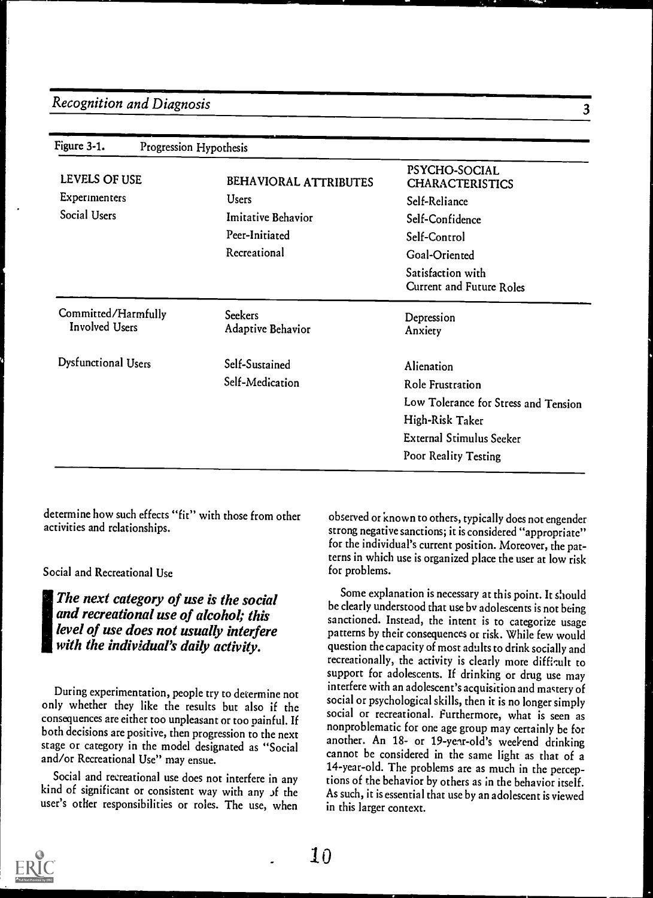Figure 3-1. Progression Hypothesis

| LEVELS OF USE | BEHAVIORAL ATTRIBUTES | PSYCHO-SOCIAL CHARACTERISTICS |
|---|---|---|
| Experimenters | Users | Self-Reliance |
| Social Users | Imitative Behavior | Self-Confidence |
| | Peer-Initiated | Self-Control |
| | Recreational | Goal-Oriented |
| | | Satisfaction with Current and Future Roles |
| Committed/Harmfully Involved Users | Seekers<br>Adaptive Behavior | Depression<br>Anxiety |
| Dysfunctional Users | Self-Sustained | Alienation |
| | Self-Medication | Role Frustration |
| | | Low Tolerance for Stress and Tension |
| | | High-Risk Taker |
| | | External Stimulus Seeker |
| | | Poor Reality Testing |

determine how such effects "fit" with those from other activities and relationships.

## Social and Recreational Use

> ***The next category of use is the social and recreational use of alcohol; this level of use does not usually interfere with the individual's daily activity.***

During experimentation, people try to determine not only whether they like the results but also if the consequences are either too unpleasant or too painful. If both decisions are positive, then progression to the next stage or category in the model designated as "Social and/or Recreational Use" may ensue.

Social and recreational use does not interfere in any kind of significant or consistent way with any of the user's other responsibilities or roles. The use, when observed or known to others, typically does not engender strong negative sanctions; it is considered "appropriate" for the individual's current position. Moreover, the patterns in which use is organized place the user at low risk for problems.

Some explanation is necessary at this point. It should be clearly understood that use by adolescents is not being sanctioned. Instead, the intent is to categorize usage patterns by their consequences or risk. While few would question the capacity of most adults to drink socially and recreationally, the activity is clearly more difficult to support for adolescents. If drinking or drug use may interfere with an adolescent's acquisition and mastery of social or psychological skills, then it is no longer simply social or recreational. Furthermore, what is seen as nonproblematic for one age group may certainly be for another. An 18- or 19-year-old's weekend drinking cannot be considered in the same light as that of a 14-year-old. The problems are as much in the perceptions of the behavior by others as in the behavior itself. As such, it is essential that use by an adolescent is viewed in this larger context.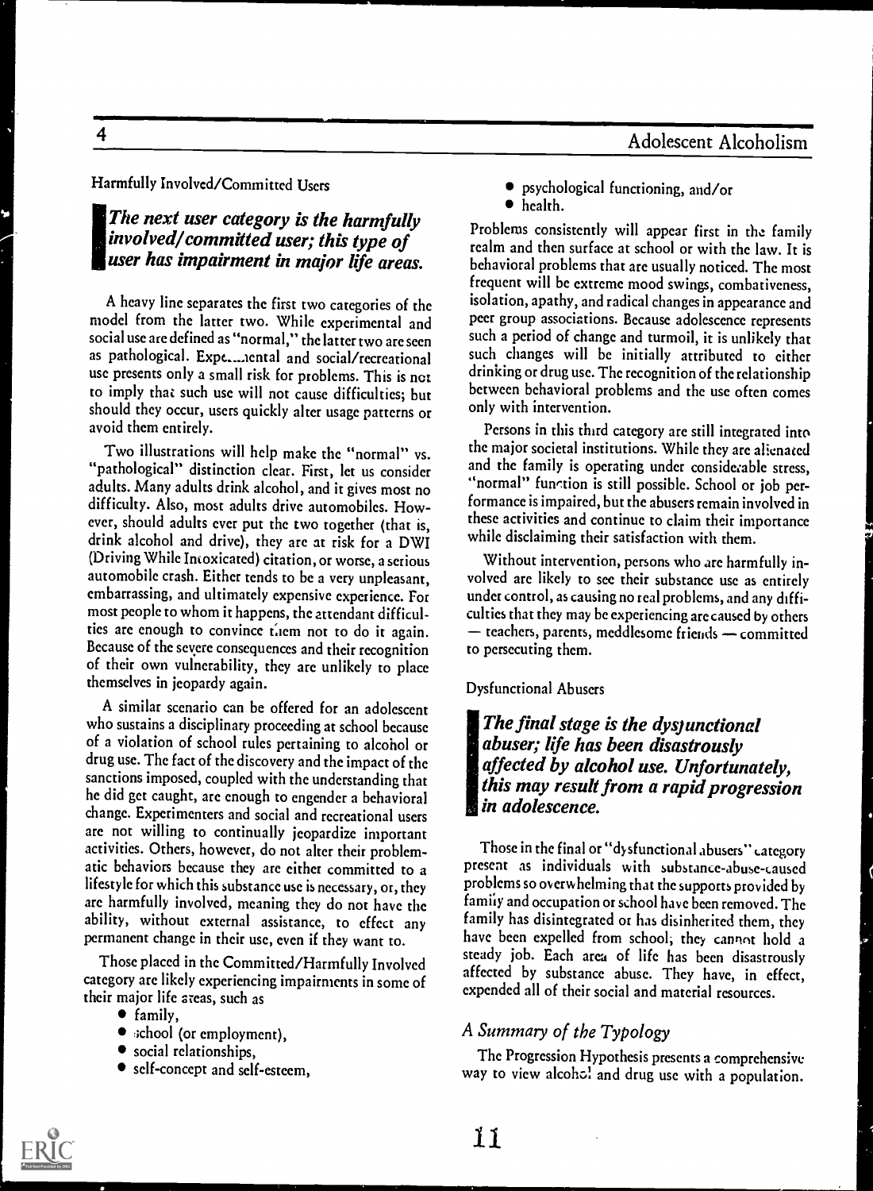Harmfully Involved/Committed Users

> ***The next user category is the harmfully involved/committed user; this type of user has impairment in major life areas.***

A heavy line separates the first two categories of the model from the latter two. While experimental and social use are defined as "normal," the latter two are seen as pathological. Experimental and social/recreational use presents only a small risk for problems. This is not to imply that such use will not cause difficulties; but should they occur, users quickly alter usage patterns or avoid them entirely.

Two illustrations will help make the "normal" vs. "pathological" distinction clear. First, let us consider adults. Many adults drink alcohol, and it gives most no difficulty. Also, most adults drive automobiles. However, should adults ever put the two together (that is, drink alcohol and drive), they are at risk for a DWI (Driving While Intoxicated) citation, or worse, a serious automobile crash. Either tends to be a very unpleasant, embarrassing, and ultimately expensive experience. For most people to whom it happens, the attendant difficulties are enough to convince them not to do it again. Because of the severe consequences and their recognition of their own vulnerability, they are unlikely to place themselves in jeopardy again.

A similar scenario can be offered for an adolescent who sustains a disciplinary proceeding at school because of a violation of school rules pertaining to alcohol or drug use. The fact of the discovery and the impact of the sanctions imposed, coupled with the understanding that he did get caught, are enough to engender a behavioral change. Experimenters and social and recreational users are not willing to continually jeopardize important activities. Others, however, do not alter their problematic behaviors because they are either committed to a lifestyle for which this substance use is necessary, or, they are harmfully involved, meaning they do not have the ability, without external assistance, to effect any permanent change in their use, even if they want to.

Those placed in the Committed/Harmfully Involved category are likely experiencing impairments in some of their major life areas, such as

- family,
- school (or employment),
- social relationships,
- self-concept and self-esteem,
- psychological functioning, and/or
- health.

Problems consistently will appear first in the family realm and then surface at school or with the law. It is behavioral problems that are usually noticed. The most frequent will be extreme mood swings, combativeness, isolation, apathy, and radical changes in appearance and peer group associations. Because adolescence represents such a period of change and turmoil, it is unlikely that such changes will be initially attributed to either drinking or drug use. The recognition of the relationship between behavioral problems and the use often comes only with intervention.

Persons in this third category are still integrated into the major societal institutions. While they are alienated and the family is operating under considerable stress, "normal" function is still possible. School or job performance is impaired, but the abusers remain involved in these activities and continue to claim their importance while disclaiming their satisfaction with them.

Without intervention, persons who are harmfully involved are likely to see their substance use as entirely under control, as causing no real problems, and any difficulties that they may be experiencing are caused by others — teachers, parents, meddlesome friends — committed to persecuting them.

Dysfunctional Abusers

> ***The final stage is the dysfunctional abuser; life has been disastrously affected by alcohol use. Unfortunately, this may result from a rapid progression in adolescence.***

Those in the final or "dysfunctional abusers" category present as individuals with substance-abuse-caused problems so overwhelming that the supports provided by family and occupation or school have been removed. The family has disintegrated or has disinherited them, they have been expelled from school, they cannot hold a steady job. Each area of life has been disastrously affected by substance abuse. They have, in effect, expended all of their social and material resources.

## *A Summary of the Typology*

The Progression Hypothesis presents a comprehensive way to view alcohol and drug use with a population.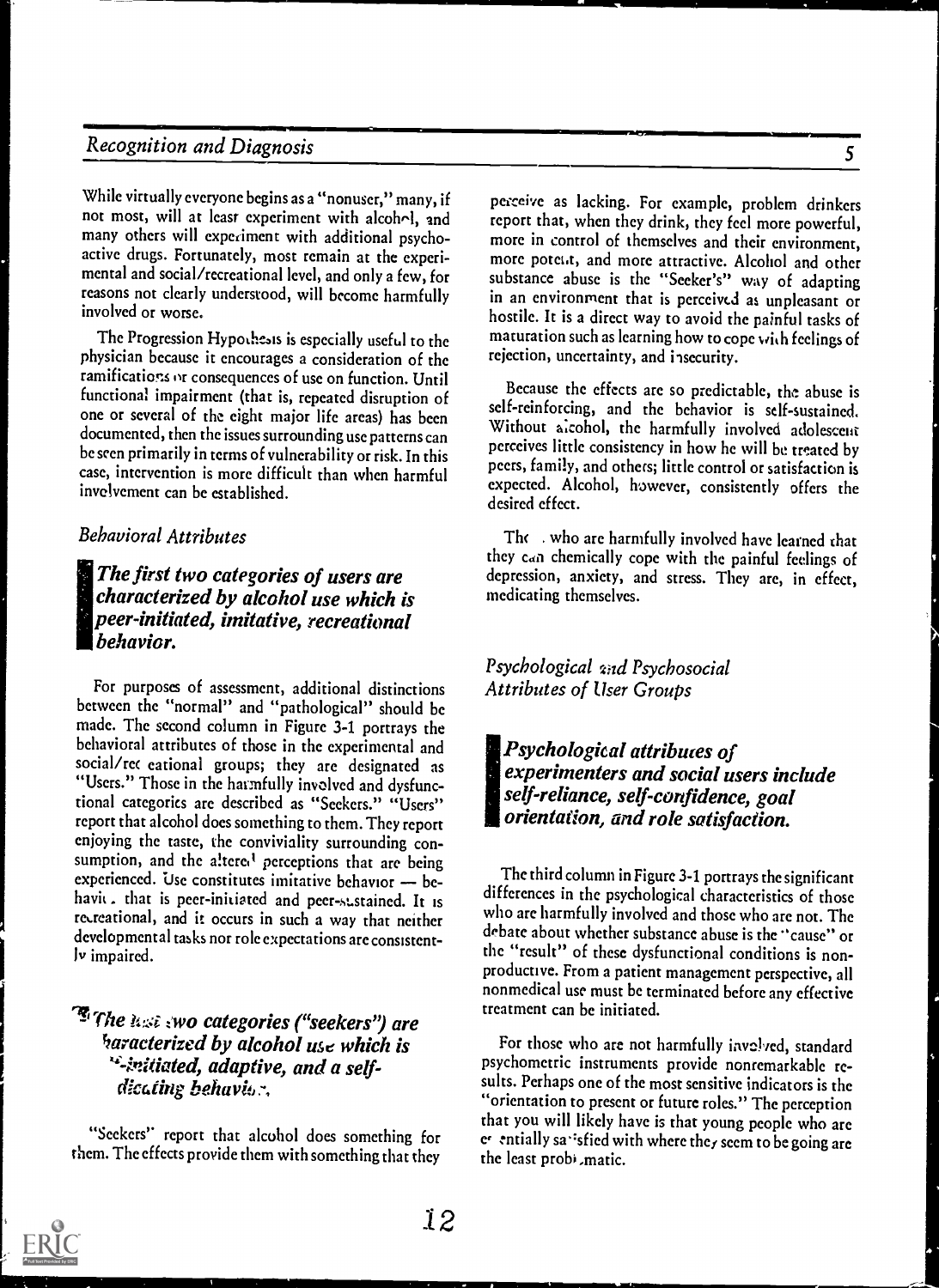While virtually everyone begins as a "nonuser," many, if not most, will at least experiment with alcohol, and many others will experiment with additional psychoactive drugs. Fortunately, most remain at the experimental and social/recreational level, and only a few, for reasons not clearly understood, will become harmfully involved or worse.

The Progression Hypothesis is especially useful to the physician because it encourages a consideration of the ramifications or consequences of use on function. Until functional impairment (that is, repeated disruption of one or several of the eight major life areas) has been documented, then the issues surrounding use patterns can be seen primarily in terms of vulnerability or risk. In this case, intervention is more difficult than when harmful involvement can be established.

### *Behavioral Attributes*

> ***The first two categories of users are characterized by alcohol use which is peer-initiated, imitative, recreational behavior.***

For purposes of assessment, additional distinctions between the "normal" and "pathological" should be made. The second column in Figure 3-1 portrays the behavioral attributes of those in the experimental and social/recreational groups; they are designated as "Users." Those in the harmfully involved and dysfunctional categories are described as "Seekers." "Users" report that alcohol does something to them. They report enjoying the taste, the conviviality surrounding consumption, and the altered perceptions that are being experienced. Use constitutes imitative behavior — behavior that is peer-initiated and peer-sustained. It is recreational, and it occurs in such a way that neither developmental tasks nor role expectations are consistently impaired.

> ***The last two categories ("seekers") are characterized by alcohol use which is self-initiated, adaptive, and a self-dictating behavior.***

"Seekers" report that alcohol does something for them. The effects provide them with something that they perceive as lacking. For example, problem drinkers report that, when they drink, they feel more powerful, more in control of themselves and their environment, more potent, and more attractive. Alcohol and other substance abuse is the "Seeker's" way of adapting in an environment that is perceived as unpleasant or hostile. It is a direct way to avoid the painful tasks of maturation such as learning how to cope with feelings of rejection, uncertainty, and insecurity.

Because the effects are so predictable, the abuse is self-reinforcing, and the behavior is self-sustained. Without alcohol, the harmfully involved adolescent perceives little consistency in how he will be treated by peers, family, and others; little control or satisfaction is expected. Alcohol, however, consistently offers the desired effect.

Those who are harmfully involved have learned that they can chemically cope with the painful feelings of depression, anxiety, and stress. They are, in effect, medicating themselves.

### *Psychological and Psychosocial Attributes of User Groups*

> ***Psychological attributes of experimenters and social users include self-reliance, self-confidence, goal orientation, and role satisfaction.***

The third column in Figure 3-1 portrays the significant differences in the psychological characteristics of those who are harmfully involved and those who are not. The debate about whether substance abuse is the "cause" or the "result" of these dysfunctional conditions is nonproductive. From a patient management perspective, all nonmedical use must be terminated before any effective treatment can be initiated.

For those who are not harmfully involved, standard psychometric instruments provide nonremarkable results. Perhaps one of the most sensitive indicators is the "orientation to present or future roles." The perception that you will likely have is that young people who are essentially satisfied with where they seem to be going are the least problematic.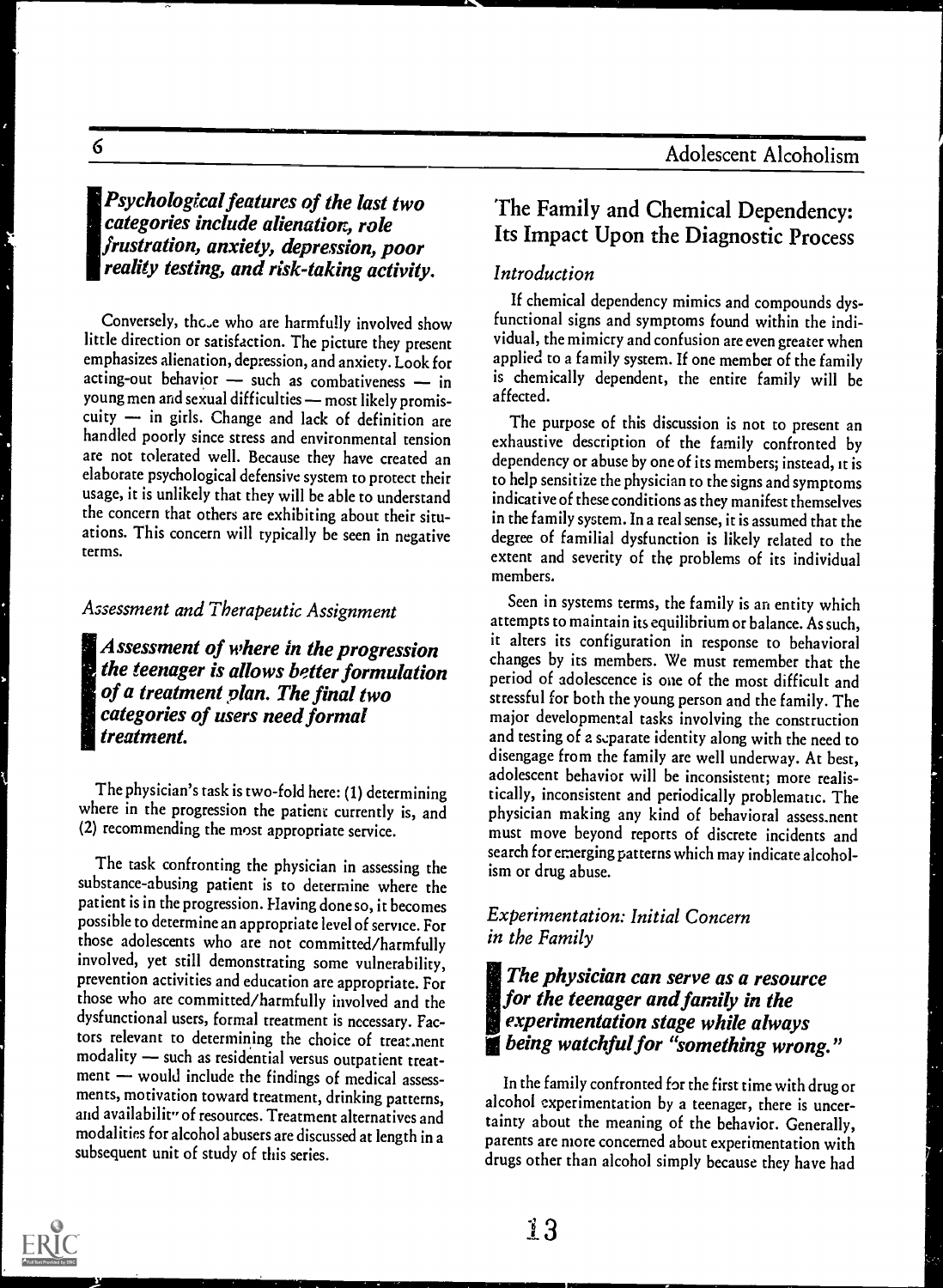***Psychological features of the last two categories include alienation, role frustration, anxiety, depression, poor reality testing, and risk-taking activity.***

Conversely, those who are harmfully involved show little direction or satisfaction. The picture they present emphasizes alienation, depression, and anxiety. Look for acting-out behavior — such as combativeness — in young men and sexual difficulties — most likely promiscuity — in girls. Change and lack of definition are handled poorly since stress and environmental tension are not tolerated well. Because they have created an elaborate psychological defensive system to protect their usage, it is unlikely that they will be able to understand the concern that others are exhibiting about their situations. This concern will typically be seen in negative terms.

### *Assessment and Therapeutic Assignment*

***Assessment of where in the progression the teenager is allows better formulation of a treatment plan. The final two categories of users need formal treatment.***

The physician's task is two-fold here: (1) determining where in the progression the patient currently is, and (2) recommending the most appropriate service.

The task confronting the physician in assessing the substance-abusing patient is to determine where the patient is in the progression. Having done so, it becomes possible to determine an appropriate level of service. For those adolescents who are not committed/harmfully involved, yet still demonstrating some vulnerability, prevention activities and education are appropriate. For those who are committed/harmfully involved and the dysfunctional users, formal treatment is necessary. Factors relevant to determining the choice of treatment modality — such as residential versus outpatient treatment — would include the findings of medical assessments, motivation toward treatment, drinking patterns, and availability of resources. Treatment alternatives and modalities for alcohol abusers are discussed at length in a subsequent unit of study of this series.

## The Family and Chemical Dependency: Its Impact Upon the Diagnostic Process

### *Introduction*

If chemical dependency mimics and compounds dysfunctional signs and symptoms found within the individual, the mimicry and confusion are even greater when applied to a family system. If one member of the family is chemically dependent, the entire family will be affected.

The purpose of this discussion is not to present an exhaustive description of the family confronted by dependency or abuse by one of its members; instead, it is to help sensitize the physician to the signs and symptoms indicative of these conditions as they manifest themselves in the family system. In a real sense, it is assumed that the degree of familial dysfunction is likely related to the extent and severity of the problems of its individual members.

Seen in systems terms, the family is an entity which attempts to maintain its equilibrium or balance. As such, it alters its configuration in response to behavioral changes by its members. We must remember that the period of adolescence is one of the most difficult and stressful for both the young person and the family. The major developmental tasks involving the construction and testing of a separate identity along with the need to disengage from the family are well underway. At best, adolescent behavior will be inconsistent; more realistically, inconsistent and periodically problematic. The physician making any kind of behavioral assessment must move beyond reports of discrete incidents and search for emerging patterns which may indicate alcoholism or drug abuse.

### *Experimentation: Initial Concern in the Family*

***The physician can serve as a resource for the teenager and family in the experimentation stage while always being watchful for "something wrong."***

In the family confronted for the first time with drug or alcohol experimentation by a teenager, there is uncertainty about the meaning of the behavior. Generally, parents are more concerned about experimentation with drugs other than alcohol simply because they have had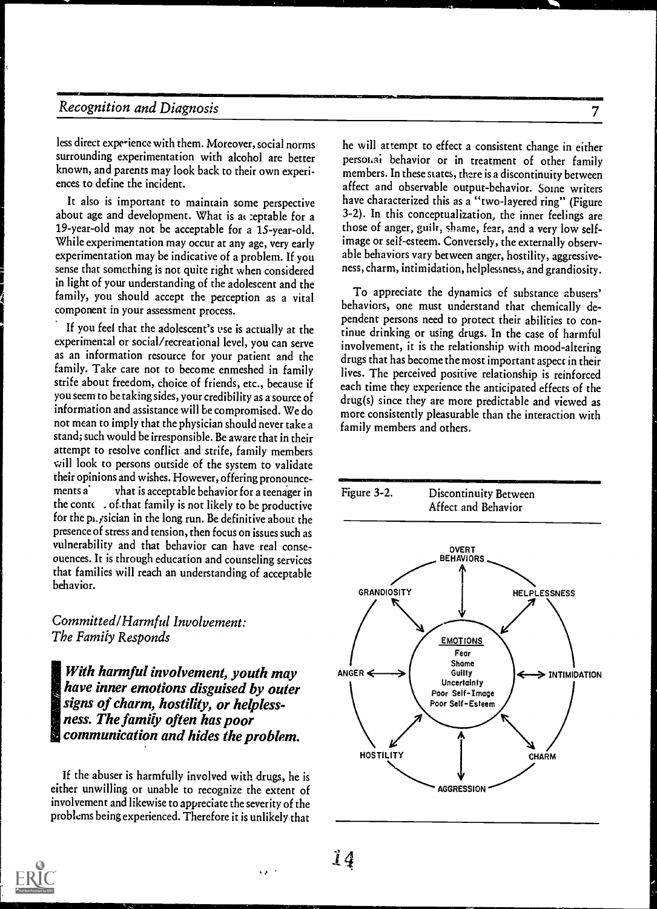less direct experience with them. Moreover, social norms surrounding experimentation with alcohol are better known, and parents may look back to their own experiences to define the incident.

It also is important to maintain some perspective about age and development. What is acceptable for a 19-year-old may not be acceptable for a 15-year-old. While experimentation may occur at any age, very early experimentation may be indicative of a problem. If you sense that something is not quite right when considered in light of your understanding of the adolescent and the family, you should accept the perception as a vital component in your assessment process.

If you feel that the adolescent's use is actually at the experimental or social/recreational level, you can serve as an information resource for your patient and the family. Take care not to become enmeshed in family strife about freedom, choice of friends, etc., because if you seem to be taking sides, your credibility as a source of information and assistance will be compromised. We do not mean to imply that the physician should never take a stand; such would be irresponsible. Be aware that in their attempt to resolve conflict and strife, family members will look to persons outside of the system to validate their opinions and wishes. However, offering pronouncements a vhat is acceptable behavior for a teenager in the conte of that family is not likely to be productive for the physician in the long run. Be definitive about the presence of stress and tension, then focus on issues such as vulnerability and that behavior can have real consequences. It is through education and counseling services that families will reach an understanding of acceptable behavior.

### *Committed/Harmful Involvement: The Family Responds*

> ***With harmful involvement, youth may have inner emotions disguised by outer signs of charm, hostility, or helplessness. The family often has poor communication and hides the problem.***

If the abuser is harmfully involved with drugs, he is either unwilling or unable to recognize the extent of involvement and likewise to appreciate the severity of the problems being experienced. Therefore it is unlikely that he will attempt to effect a consistent change in either personal behavior or in treatment of other family members. In these states, there is a discontinuity between affect and observable output-behavior. Some writers have characterized this as a "two-layered ring" (Figure 3-2). In this conceptualization, the inner feelings are those of anger, guilt, shame, fear, and a very low self-image or self-esteem. Conversely, the externally observable behaviors vary between anger, hostility, aggressiveness, charm, intimidation, helplessness, and grandiosity.

To appreciate the dynamics of substance abusers' behaviors, one must understand that chemically dependent persons need to protect their abilities to continue drinking or using drugs. In the case of harmful involvement, it is the relationship with mood-altering drugs that has become the most important aspect in their lives. The perceived positive relationship is reinforced each time they experience the anticipated effects of the drug(s) since they are more predictable and viewed as more consistently pleasurable than the interaction with family members and others.

Figure 3-2. Discontinuity Between Affect and Behavior

OVERT BEHAVIORS: GRANDIOSITY, HELPLESSNESS, ANGER, INTIMIDATION, HOSTILITY, CHARM, AGGRESSION

EMOTIONS: Fear, Shame, Guilty, Uncertainty, Poor Self-Image, Poor Self-Esteem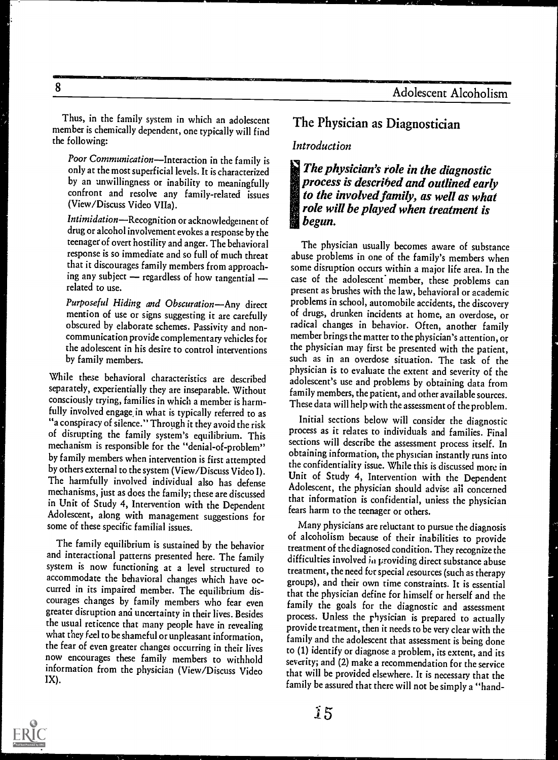Thus, in the family system in which an adolescent member is chemically dependent, one typically will find the following:

*Poor Communication*—Interaction in the family is only at the most superficial levels. It is characterized by an unwillingness or inability to meaningfully confront and resolve any family-related issues (View/Discuss Video VIIa).

*Intimidation*—Recognition or acknowledgement of drug or alcohol involvement evokes a response by the teenager of overt hostility and anger. The behavioral response is so immediate and so full of much threat that it discourages family members from approaching any subject — regardless of how tangential — related to use.

*Purposeful Hiding and Obscuration*—Any direct mention of use or signs suggesting it are carefully obscured by elaborate schemes. Passivity and non-communication provide complementary vehicles for the adolescent in his desire to control interventions by family members.

While these behavioral characteristics are described separately, experientially they are inseparable. Without consciously trying, families in which a member is harmfully involved engage in what is typically referred to as "a conspiracy of silence." Through it they avoid the risk of disrupting the family system's equilibrium. This mechanism is responsible for the "denial-of-problem" by family members when intervention is first attempted by others external to the system (View/Discuss Video I). The harmfully involved individual also has defense mechanisms, just as does the family; these are discussed in Unit of Study 4, Intervention with the Dependent Adolescent, along with management suggestions for some of these specific familial issues.

The family equilibrium is sustained by the behavior and interactional patterns presented here. The family system is now functioning at a level structured to accommodate the behavioral changes which have occurred in its impaired member. The equilibrium discourages changes by family members who fear even greater disruption and uncertainty in their lives. Besides the usual reticence that many people have in revealing what they feel to be shameful or unpleasant information, the fear of even greater changes occurring in their lives now encourages these family members to withhold information from the physician (View/Discuss Video IX).

## The Physician as Diagnostician

### *Introduction*

***The physician's role in the diagnostic process is described and outlined early to the involved family, as well as what role will be played when treatment is begun.***

The physician usually becomes aware of substance abuse problems in one of the family's members when some disruption occurs within a major life area. In the case of the adolescent member, these problems can present as brushes with the law, behavioral or academic problems in school, automobile accidents, the discovery of drugs, drunken incidents at home, an overdose, or radical changes in behavior. Often, another family member brings the matter to the physician's attention, or the physician may first be presented with the patient, such as in an overdose situation. The task of the physician is to evaluate the extent and severity of the adolescent's use and problems by obtaining data from family members, the patient, and other available sources. These data will help with the assessment of the problem.

Initial sections below will consider the diagnostic process as it relates to individuals and families. Final sections will describe the assessment process itself. In obtaining information, the physician instantly runs into the confidentiality issue. While this is discussed more in Unit of Study 4, Intervention with the Dependent Adolescent, the physician should advise all concerned that information is confidential, unless the physician fears harm to the teenager or others.

Many physicians are reluctant to pursue the diagnosis of alcoholism because of their inabilities to provide treatment of the diagnosed condition. They recognize the difficulties involved in providing direct substance abuse treatment, the need for special resources (such as therapy groups), and their own time constraints. It is essential that the physician define for himself or herself and the family the goals for the diagnostic and assessment process. Unless the physician is prepared to actually provide treatment, then it needs to be very clear with the family and the adolescent that assessment is being done to (1) identify or diagnose a problem, its extent, and its severity; and (2) make a recommendation for the service that will be provided elsewhere. It is necessary that the family be assured that there will not be simply a "hand-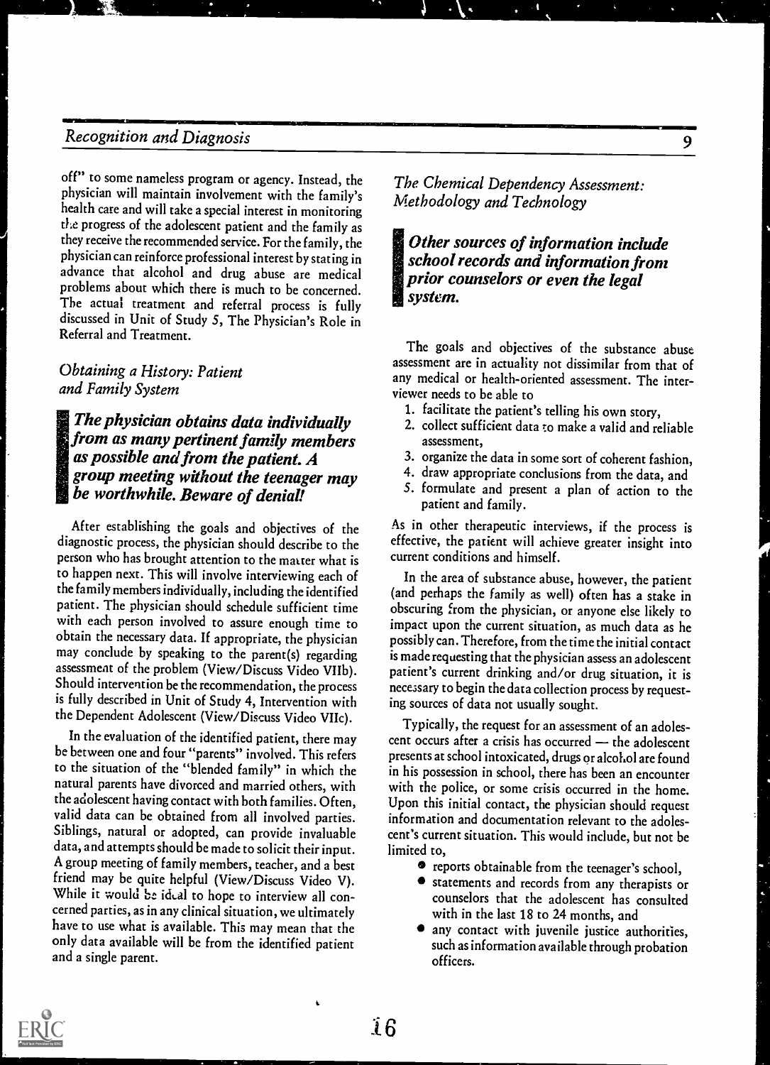off" to some nameless program or agency. Instead, the physician will maintain involvement with the family's health care and will take a special interest in monitoring the progress of the adolescent patient and the family as they receive the recommended service. For the family, the physician can reinforce professional interest by stating in advance that alcohol and drug abuse are medical problems about which there is much to be concerned. The actual treatment and referral process is fully discussed in Unit of Study 5, The Physician's Role in Referral and Treatment.

### Obtaining a History: Patient and Family System

***The physician obtains data individually from as many pertinent family members as possible and from the patient. A group meeting without the teenager may be worthwhile. Beware of denial!***

After establishing the goals and objectives of the diagnostic process, the physician should describe to the person who has brought attention to the matter what is to happen next. This will involve interviewing each of the family members individually, including the identified patient. The physician should schedule sufficient time with each person involved to assure enough time to obtain the necessary data. If appropriate, the physician may conclude by speaking to the parent(s) regarding assessment of the problem (View/Discuss Video VIIb). Should intervention be the recommendation, the process is fully described in Unit of Study 4, Intervention with the Dependent Adolescent (View/Discuss Video VIIc).

In the evaluation of the identified patient, there may be between one and four "parents" involved. This refers to the situation of the "blended family" in which the natural parents have divorced and married others, with the adolescent having contact with both families. Often, valid data can be obtained from all involved parties. Siblings, natural or adopted, can provide invaluable data, and attempts should be made to solicit their input. A group meeting of family members, teacher, and a best friend may be quite helpful (View/Discuss Video V). While it would be ideal to hope to interview all concerned parties, as in any clinical situation, we ultimately have to use what is available. This may mean that the only data available will be from the identified patient and a single parent.

### The Chemical Dependency Assessment: Methodology and Technology

***Other sources of information include school records and information from prior counselors or even the legal system.***

The goals and objectives of the substance abuse assessment are in actuality not dissimilar from that of any medical or health-oriented assessment. The interviewer needs to be able to

1. facilitate the patient's telling his own story,
2. collect sufficient data to make a valid and reliable assessment,
3. organize the data in some sort of coherent fashion,
4. draw appropriate conclusions from the data, and
5. formulate and present a plan of action to the patient and family.

As in other therapeutic interviews, if the process is effective, the patient will achieve greater insight into current conditions and himself.

In the area of substance abuse, however, the patient (and perhaps the family as well) often has a stake in obscuring from the physician, or anyone else likely to impact upon the current situation, as much data as he possibly can. Therefore, from the time the initial contact is made requesting that the physician assess an adolescent patient's current drinking and/or drug situation, it is necessary to begin the data collection process by requesting sources of data not usually sought.

Typically, the request for an assessment of an adolescent occurs after a crisis has occurred — the adolescent presents at school intoxicated, drugs or alcohol are found in his possession in school, there has been an encounter with the police, or some crisis occurred in the home. Upon this initial contact, the physician should request information and documentation relevant to the adolescent's current situation. This would include, but not be limited to,

- reports obtainable from the teenager's school,
- statements and records from any therapists or counselors that the adolescent has consulted with in the last 18 to 24 months, and
- any contact with juvenile justice authorities, such as information available through probation officers.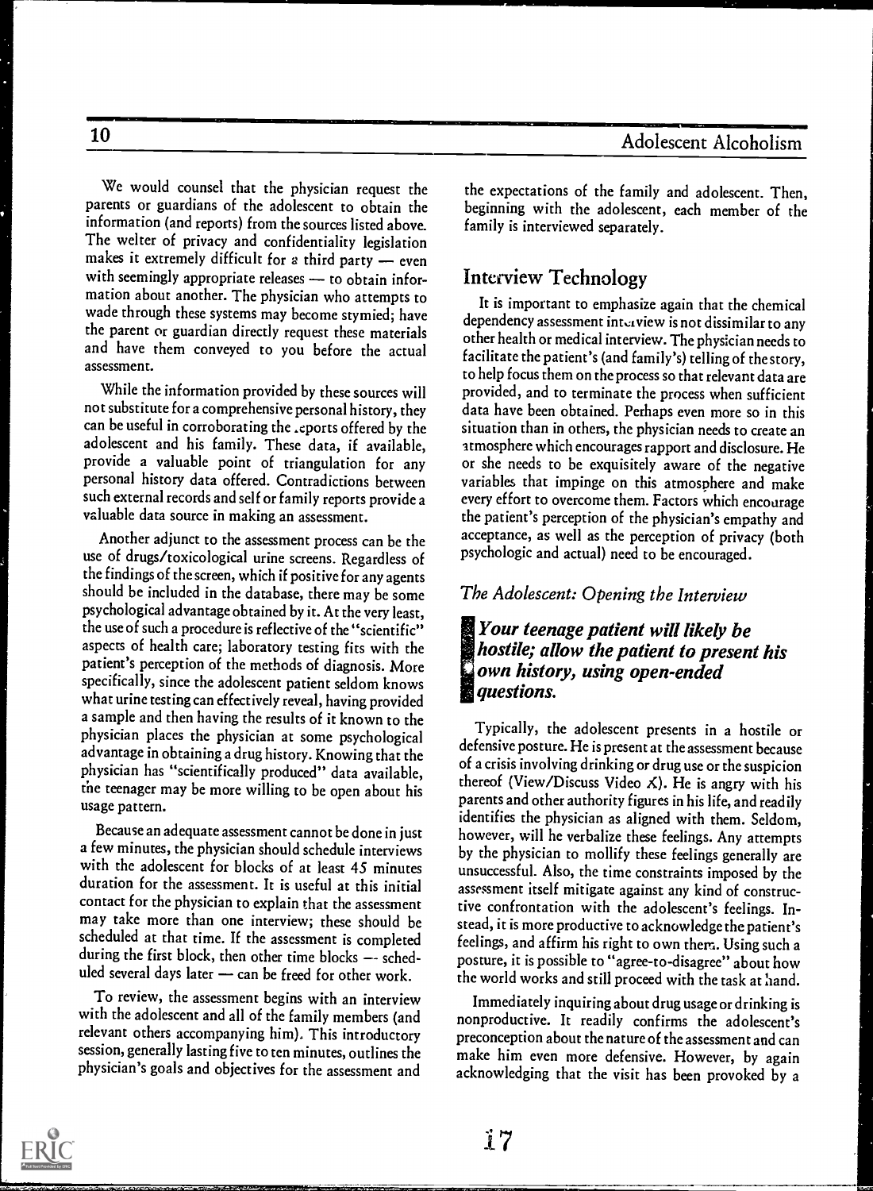We would counsel that the physician request the parents or guardians of the adolescent to obtain the information (and reports) from the sources listed above. The welter of privacy and confidentiality legislation makes it extremely difficult for a third party — even with seemingly appropriate releases — to obtain information about another. The physician who attempts to wade through these systems may become stymied; have the parent or guardian directly request these materials and have them conveyed to you before the actual assessment.

While the information provided by these sources will not substitute for a comprehensive personal history, they can be useful in corroborating the reports offered by the adolescent and his family. These data, if available, provide a valuable point of triangulation for any personal history data offered. Contradictions between such external records and self or family reports provide a valuable data source in making an assessment.

Another adjunct to the assessment process can be the use of drugs/toxicological urine screens. Regardless of the findings of the screen, which if positive for any agents should be included in the database, there may be some psychological advantage obtained by it. At the very least, the use of such a procedure is reflective of the "scientific" aspects of health care; laboratory testing fits with the patient's perception of the methods of diagnosis. More specifically, since the adolescent patient seldom knows what urine testing can effectively reveal, having provided a sample and then having the results of it known to the physician places the physician at some psychological advantage in obtaining a drug history. Knowing that the physician has "scientifically produced" data available, the teenager may be more willing to be open about his usage pattern.

Because an adequate assessment cannot be done in just a few minutes, the physician should schedule interviews with the adolescent for blocks of at least 45 minutes duration for the assessment. It is useful at this initial contact for the physician to explain that the assessment may take more than one interview; these should be scheduled at that time. If the assessment is completed during the first block, then other time blocks — scheduled several days later — can be freed for other work.

To review, the assessment begins with an interview with the adolescent and all of the family members (and relevant others accompanying him). This introductory session, generally lasting five to ten minutes, outlines the physician's goals and objectives for the assessment and the expectations of the family and adolescent. Then, beginning with the adolescent, each member of the family is interviewed separately.

## Interview Technology

It is important to emphasize again that the chemical dependency assessment interview is not dissimilar to any other health or medical interview. The physician needs to facilitate the patient's (and family's) telling of the story, to help focus them on the process so that relevant data are provided, and to terminate the process when sufficient data have been obtained. Perhaps even more so in this situation than in others, the physician needs to create an atmosphere which encourages rapport and disclosure. He or she needs to be exquisitely aware of the negative variables that impinge on this atmosphere and make every effort to overcome them. Factors which encourage the patient's perception of the physician's empathy and acceptance, as well as the perception of privacy (both psychologic and actual) need to be encouraged.

### *The Adolescent: Opening the Interview*

***Your teenage patient will likely be hostile; allow the patient to present his own history, using open-ended questions.***

Typically, the adolescent presents in a hostile or defensive posture. He is present at the assessment because of a crisis involving drinking or drug use or the suspicion thereof (View/Discuss Video X). He is angry with his parents and other authority figures in his life, and readily identifies the physician as aligned with them. Seldom, however, will he verbalize these feelings. Any attempts by the physician to mollify these feelings generally are unsuccessful. Also, the time constraints imposed by the assessment itself mitigate against any kind of constructive confrontation with the adolescent's feelings. Instead, it is more productive to acknowledge the patient's feelings, and affirm his right to own them. Using such a posture, it is possible to "agree-to-disagree" about how the world works and still proceed with the task at hand.

Immediately inquiring about drug usage or drinking is nonproductive. It readily confirms the adolescent's preconception about the nature of the assessment and can make him even more defensive. However, by again acknowledging that the visit has been provoked by a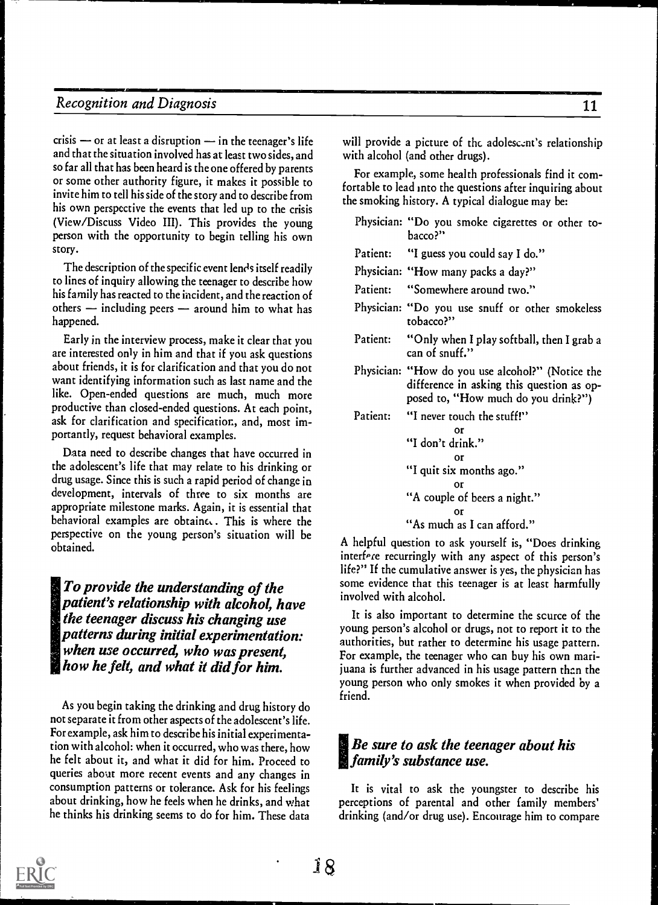crisis — or at least a disruption — in the teenager's life and that the situation involved has at least two sides, and so far all that has been heard is the one offered by parents or some other authority figure, it makes it possible to invite him to tell his side of the story and to describe from his own perspective the events that led up to the crisis (View/Discuss Video III). This provides the young person with the opportunity to begin telling his own story.

The description of the specific event lends itself readily to lines of inquiry allowing the teenager to describe how his family has reacted to the incident, and the reaction of others — including peers — around him to what has happened.

Early in the interview process, make it clear that you are interested only in him and that if you ask questions about friends, it is for clarification and that you do not want identifying information such as last name and the like. Open-ended questions are much, much more productive than closed-ended questions. At each point, ask for clarification and specification, and, most importantly, request behavioral examples.

Data need to describe changes that have occurred in the adolescent's life that may relate to his drinking or drug usage. Since this is such a rapid period of change in development, intervals of three to six months are appropriate milestone marks. Again, it is essential that behavioral examples are obtained. This is where the perspective on the young person's situation will be obtained.

> ***To provide the understanding of the patient's relationship with alcohol, have the teenager discuss his changing use patterns during initial experimentation: when use occurred, who was present, how he felt, and what it did for him.***

As you begin taking the drinking and drug history do not separate it from other aspects of the adolescent's life. For example, ask him to describe his initial experimentation with alcohol: when it occurred, who was there, how he felt about it, and what it did for him. Proceed to queries about more recent events and any changes in consumption patterns or tolerance. Ask for his feelings about drinking, how he feels when he drinks, and what he thinks his drinking seems to do for him. These data will provide a picture of the adolescent's relationship with alcohol (and other drugs).

For example, some health professionals find it comfortable to lead into the questions after inquiring about the smoking history. A typical dialogue may be:

Physician: "Do you smoke cigarettes or other tobacco?"

Patient: "I guess you could say I do."

Physician: "How many packs a day?"

Patient: "Somewhere around two."

Physician: "Do you use snuff or other smokeless tobacco?"

Patient: "Only when I play softball, then I grab a can of snuff."

Physician: "How do you use alcohol?" (Notice the difference in asking this question as opposed to, "How much do you drink?")

Patient: "I never touch the stuff!"

or

"I don't drink."

or

"I quit six months ago."

or

"A couple of beers a night."

or

"As much as I can afford."

A helpful question to ask yourself is, "Does drinking interfere recurringly with any aspect of this person's life?" If the cumulative answer is yes, the physician has some evidence that this teenager is at least harmfully involved with alcohol.

It is also important to determine the source of the young person's alcohol or drugs, not to report it to the authorities, but rather to determine his usage pattern. For example, the teenager who can buy his own marijuana is further advanced in his usage pattern than the young person who only smokes it when provided by a friend.

> ***Be sure to ask the teenager about his family's substance use.***

It is vital to ask the youngster to describe his perceptions of parental and other family members' drinking (and/or drug use). Encourage him to compare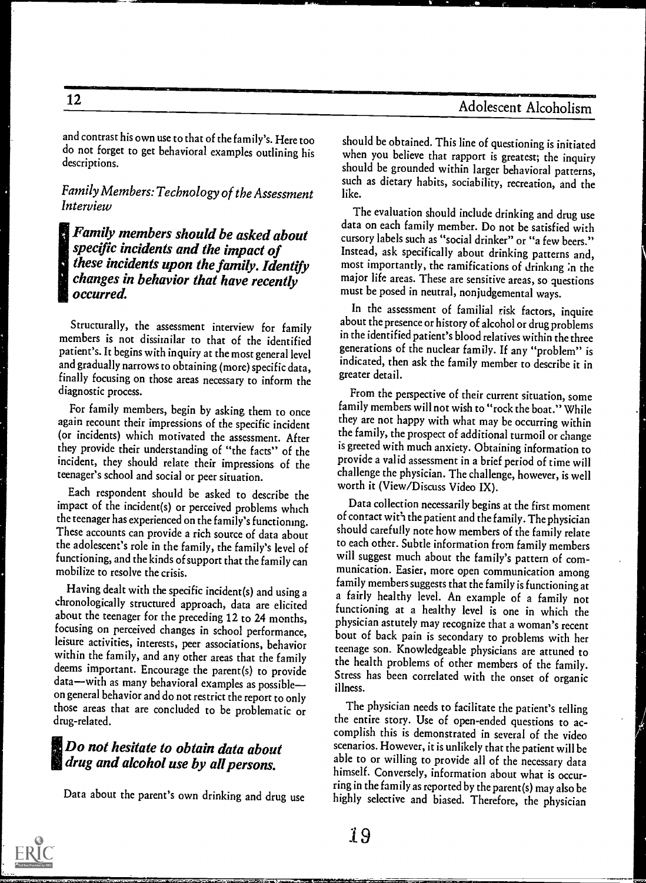and contrast his own use to that of the family's. Here too do not forget to get behavioral examples outlining his descriptions.

### *Family Members: Technology of the Assessment Interview*

***Family members should be asked about specific incidents and the impact of these incidents upon the family. Identify changes in behavior that have recently occurred.***

Structurally, the assessment interview for family members is not dissimilar to that of the identified patient's. It begins with inquiry at the most general level and gradually narrows to obtaining (more) specific data, finally focusing on those areas necessary to inform the diagnostic process.

For family members, begin by asking them to once again recount their impressions of the specific incident (or incidents) which motivated the assessment. After they provide their understanding of "the facts" of the incident, they should relate their impressions of the teenager's school and social or peer situation.

Each respondent should be asked to describe the impact of the incident(s) or perceived problems which the teenager has experienced on the family's functioning. These accounts can provide a rich source of data about the adolescent's role in the family, the family's level of functioning, and the kinds of support that the family can mobilize to resolve the crisis.

Having dealt with the specific incident(s) and using a chronologically structured approach, data are elicited about the teenager for the preceding 12 to 24 months, focusing on perceived changes in school performance, leisure activities, interests, peer associations, behavior within the family, and any other areas that the family deems important. Encourage the parent(s) to provide data—with as many behavioral examples as possible—on general behavior and do not restrict the report to only those areas that are concluded to be problematic or drug-related.

***Do not hesitate to obtain data about drug and alcohol use by all persons.***

Data about the parent's own drinking and drug use should be obtained. This line of questioning is initiated when you believe that rapport is greatest; the inquiry should be grounded within larger behavioral patterns, such as dietary habits, sociability, recreation, and the like.

The evaluation should include drinking and drug use data on each family member. Do not be satisfied with cursory labels such as "social drinker" or "a few beers." Instead, ask specifically about drinking patterns and, most importantly, the ramifications of drinking in the major life areas. These are sensitive areas, so questions must be posed in neutral, nonjudgemental ways.

In the assessment of familial risk factors, inquire about the presence or history of alcohol or drug problems in the identified patient's blood relatives within the three generations of the nuclear family. If any "problem" is indicated, then ask the family member to describe it in greater detail.

From the perspective of their current situation, some family members will not wish to "rock the boat." While they are not happy with what may be occurring within the family, the prospect of additional turmoil or change is greeted with much anxiety. Obtaining information to provide a valid assessment in a brief period of time will challenge the physician. The challenge, however, is well worth it (View/Discuss Video IX).

Data collection necessarily begins at the first moment of contact with the patient and the family. The physician should carefully note how members of the family relate to each other. Subtle information from family members will suggest much about the family's pattern of communication. Easier, more open communication among family members suggests that the family is functioning at a fairly healthy level. An example of a family not functioning at a healthy level is one in which the physician astutely may recognize that a woman's recent bout of back pain is secondary to problems with her teenage son. Knowledgeable physicians are attuned to the health problems of other members of the family. Stress has been correlated with the onset of organic illness.

The physician needs to facilitate the patient's telling the entire story. Use of open-ended questions to accomplish this is demonstrated in several of the video scenarios. However, it is unlikely that the patient will be able to or willing to provide all of the necessary data himself. Conversely, information about what is occurring in the family as reported by the parent(s) may also be highly selective and biased. Therefore, the physician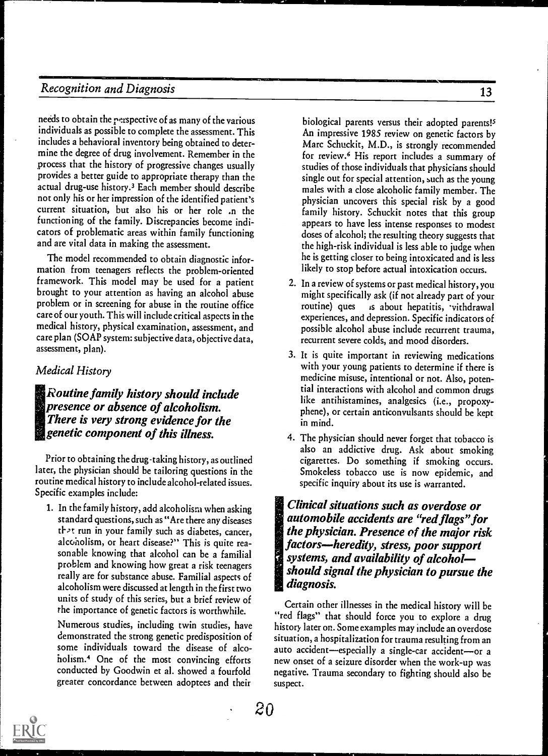needs to obtain the perspective of as many of the various individuals as possible to complete the assessment. This includes a behavioral inventory being obtained to determine the degree of drug involvement. Remember in the process that the history of progressive changes usually provides a better guide to appropriate therapy than the actual drug-use history.[3] Each member should describe not only his or her impression of the identified patient's current situation, but also his or her role in the functioning of the family. Discrepancies become indicators of problematic areas within family functioning and are vital data in making the assessment.

The model recommended to obtain diagnostic information from teenagers reflects the problem-oriented framework. This model may be used for a patient brought to your attention as having an alcohol abuse problem or in screening for abuse in the routine office care of our youth. This will include critical aspects in the medical history, physical examination, assessment, and care plan (SOAP system: subjective data, objective data, assessment, plan).

## Medical History

***Routine family history should include presence or absence of alcoholism. There is very strong evidence for the genetic component of this illness.***

Prior to obtaining the drug-taking history, as outlined later, the physician should be tailoring questions in the routine medical history to include alcohol-related issues. Specific examples include:

1. In the family history, add alcoholism when asking standard questions, such as "Are there any diseases that run in your family such as diabetes, cancer, alcoholism, or heart disease?" This is quite reasonable knowing that alcohol can be a familial problem and knowing how great a risk teenagers really are for substance abuse. Familial aspects of alcoholism were discussed at length in the first two units of study of this series, but a brief review of the importance of genetic factors is worthwhile.

   Numerous studies, including twin studies, have demonstrated the strong genetic predisposition of some individuals toward the disease of alcoholism.[4] One of the most convincing efforts conducted by Goodwin et al. showed a fourfold greater concordance between adoptees and their biological parents versus their adopted parents![5] An impressive 1985 review on genetic factors by Marc Schuckit, M.D., is strongly recommended for review.[6] His report includes a summary of studies of those individuals that physicians should single out for special attention, such as the young males with a close alcoholic family member. The physician uncovers this special risk by a good family history. Schuckit notes that this group appears to have less intense responses to modest doses of alcohol; the resulting theory suggests that the high-risk individual is less able to judge when he is getting closer to being intoxicated and is less likely to stop before actual intoxication occurs.

2. In a review of systems or past medical history, you might specifically ask (if not already part of your routine) questions about hepatitis, withdrawal experiences, and depression. Specific indicators of possible alcohol abuse include recurrent trauma, recurrent severe colds, and mood disorders.

3. It is quite important in reviewing medications with your young patients to determine if there is medicine misuse, intentional or not. Also, potential interactions with alcohol and common drugs like antihistamines, analgesics (i.e., propoxyphene), or certain anticonvulsants should be kept in mind.

4. The physician should never forget that tobacco is also an addictive drug. Ask about smoking cigarettes. Do something if smoking occurs. Smokeless tobacco use is now epidemic, and specific inquiry about its use is warranted.

***Clinical situations such as overdose or automobile accidents are "red flags" for the physician. Presence of the major risk factors—heredity, stress, poor support systems, and availability of alcohol—should signal the physician to pursue the diagnosis.***

Certain other illnesses in the medical history will be "red flags" that should force you to explore a drug history later on. Some examples may include an overdose situation, a hospitalization for trauma resulting from an auto accident—especially a single-car accident—or a new onset of a seizure disorder when the work-up was negative. Trauma secondary to fighting should also be suspect.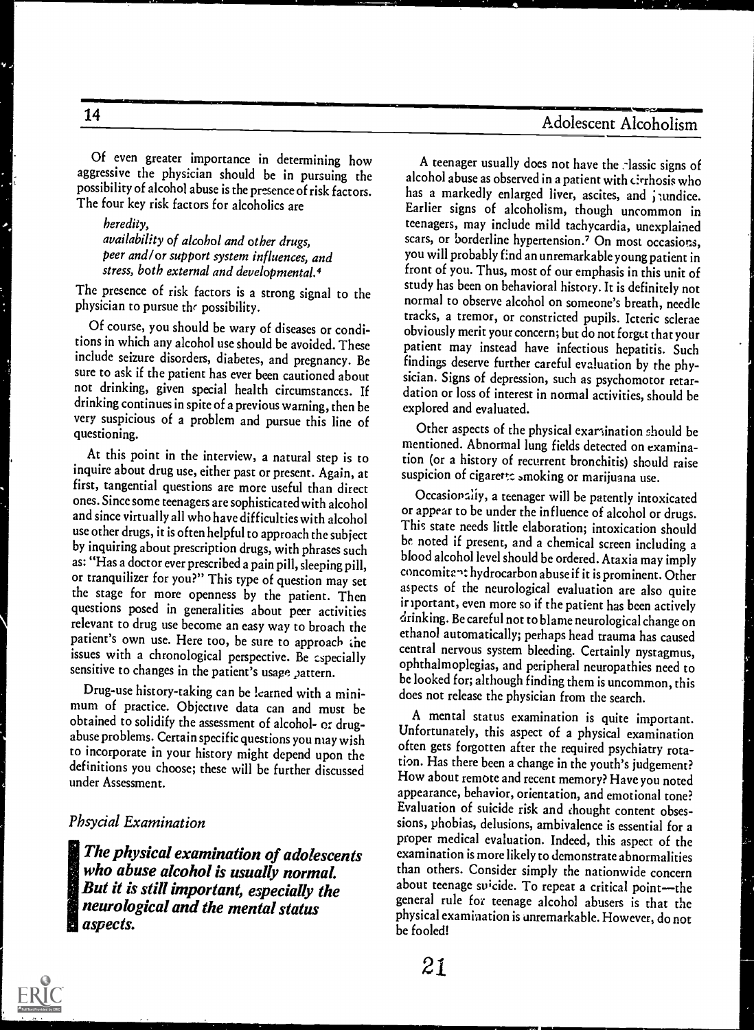Of even greater importance in determining how aggressive the physician should be in pursuing the possibility of alcohol abuse is the presence of risk factors. The four key risk factors for alcoholics are

*heredity,*
*availability of alcohol and other drugs,*
*peer and/or support system influences, and*
*stress, both external and developmental.*[4]

The presence of risk factors is a strong signal to the physician to pursue the possibility.

Of course, you should be wary of diseases or conditions in which any alcohol use should be avoided. These include seizure disorders, diabetes, and pregnancy. Be sure to ask if the patient has ever been cautioned about not drinking, given special health circumstances. If drinking continues in spite of a previous warning, then be very suspicious of a problem and pursue this line of questioning.

At this point in the interview, a natural step is to inquire about drug use, either past or present. Again, at first, tangential questions are more useful than direct ones. Since some teenagers are sophisticated with alcohol and since virtually all who have difficulties with alcohol use other drugs, it is often helpful to approach the subject by inquiring about prescription drugs, with phrases such as: "Has a doctor ever prescribed a pain pill, sleeping pill, or tranquilizer for you?" This type of question may set the stage for more openness by the patient. Then questions posed in generalities about peer activities relevant to drug use become an easy way to broach the patient's own use. Here too, be sure to approach the issues with a chronological perspective. Be especially sensitive to changes in the patient's usage pattern.

Drug-use history-taking can be learned with a minimum of practice. Objective data can and must be obtained to solidify the assessment of alcohol- or drug-abuse problems. Certain specific questions you may wish to incorporate in your history might depend upon the definitions you choose; these will be further discussed under Assessment.

## *Phsycial Examination*

***The physical examination of adolescents who abuse alcohol is usually normal. But it is still important, especially the neurological and the mental status aspects.***

A teenager usually does not have the classic signs of alcohol abuse as observed in a patient with cirrhosis who has a markedly enlarged liver, ascites, and jaundice. Earlier signs of alcoholism, though uncommon in teenagers, may include mild tachycardia, unexplained scars, or borderline hypertension.[7] On most occasions, you will probably find an unremarkable young patient in front of you. Thus, most of our emphasis in this unit of study has been on behavioral history. It is definitely not normal to observe alcohol on someone's breath, needle tracks, a tremor, or constricted pupils. Icteric sclerae obviously merit your concern; but do not forget that your patient may instead have infectious hepatitis. Such findings deserve further careful evaluation by the physician. Signs of depression, such as psychomotor retardation or loss of interest in normal activities, should be explored and evaluated.

Other aspects of the physical examination should be mentioned. Abnormal lung fields detected on examination (or a history of recurrent bronchitis) should raise suspicion of cigarette smoking or marijuana use.

Occasionally, a teenager will be patently intoxicated or appear to be under the influence of alcohol or drugs. This state needs little elaboration; intoxication should be noted if present, and a chemical screen including a blood alcohol level should be ordered. Ataxia may imply concomitant hydrocarbon abuse if it is prominent. Other aspects of the neurological evaluation are also quite important, even more so if the patient has been actively drinking. Be careful not to blame neurological change on ethanol automatically; perhaps head trauma has caused central nervous system bleeding. Certainly nystagmus, ophthalmoplegias, and peripheral neuropathies need to be looked for; although finding them is uncommon, this does not release the physician from the search.

A mental status examination is quite important. Unfortunately, this aspect of a physical examination often gets forgotten after the required psychiatry rotation. Has there been a change in the youth's judgement? How about remote and recent memory? Have you noted appearance, behavior, orientation, and emotional tone? Evaluation of suicide risk and thought content obsessions, phobias, delusions, ambivalence is essential for a proper medical evaluation. Indeed, this aspect of the examination is more likely to demonstrate abnormalities than others. Consider simply the nationwide concern about teenage suicide. To repeat a critical point—the general rule for teenage alcohol abusers is that the physical examination is unremarkable. However, do not be fooled!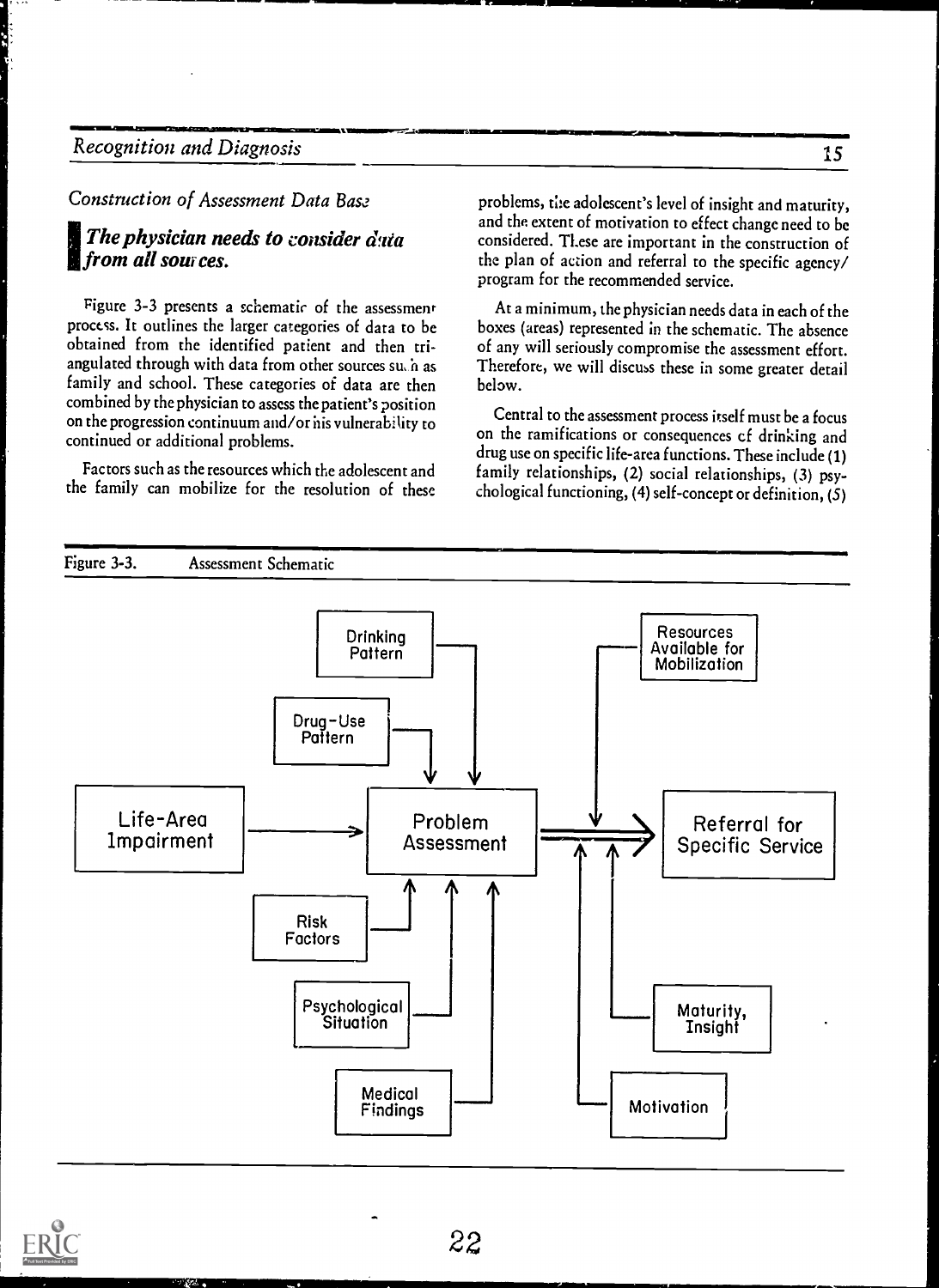## Construction of Assessment Data Base

### The physician needs to consider data from all sources.

Figure 3-3 presents a schematic of the assessment process. It outlines the larger categories of data to be obtained from the identified patient and then triangulated through with data from other sources such as family and school. These categories of data are then combined by the physician to assess the patient's position on the progression continuum and/or his vulnerability to continued or additional problems.

Factors such as the resources which the adolescent and the family can mobilize for the resolution of these problems, the adolescent's level of insight and maturity, and the extent of motivation to effect change need to be considered. These are important in the construction of the plan of action and referral to the specific agency/program for the recommended service.

At a minimum, the physician needs data in each of the boxes (areas) represented in the schematic. The absence of any will seriously compromise the assessment effort. Therefore, we will discuss these in some greater detail below.

Central to the assessment process itself must be a focus on the ramifications or consequences of drinking and drug use on specific life-area functions. These include (1) family relationships, (2) social relationships, (3) psychological functioning, (4) self-concept or definition, (5)

Figure 3-3. Assessment Schematic

Drinking Pattern

Drug-Use Pattern

Life-Area Impairment

Problem Assessment

Risk Factors

Psychological Situation

Medical Findings

Resources Available for Mobilization

Referral for Specific Service

Maturity, Insight

Motivation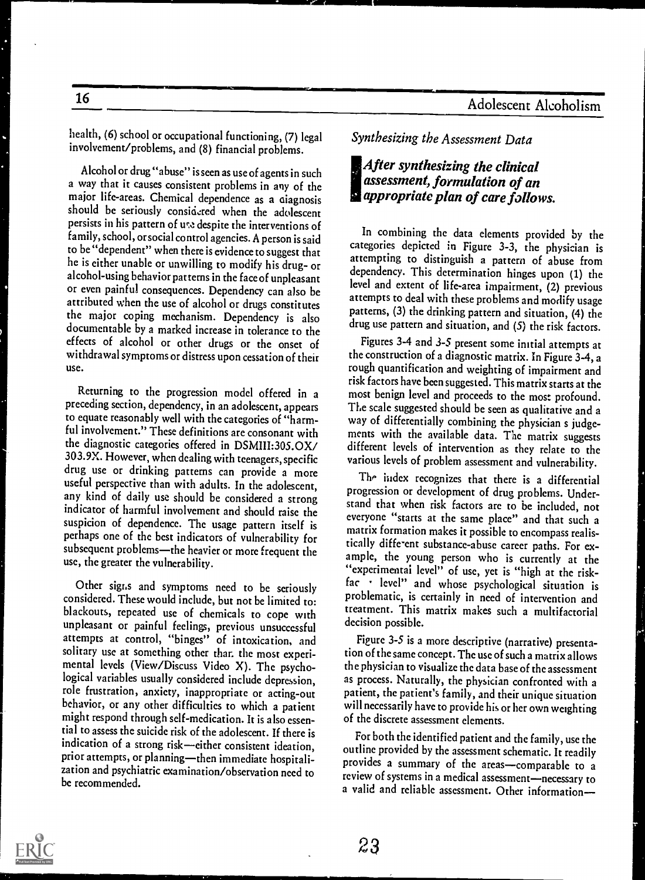health, (6) school or occupational functioning, (7) legal involvement/problems, and (8) financial problems.

Alcohol or drug "abuse" is seen as use of agents in such a way that it causes consistent problems in any of the major life-areas. Chemical dependence as a diagnosis should be seriously considered when the adolescent persists in his pattern of use despite the interventions of family, school, or social control agencies. A person is said to be "dependent" when there is evidence to suggest that he is either unable or unwilling to modify his drug- or alcohol-using behavior patterns in the face of unpleasant or even painful consequences. Dependency can also be attributed when the use of alcohol or drugs constitutes the major coping mechanism. Dependency is also documentable by a marked increase in tolerance to the effects of alcohol or other drugs or the onset of withdrawal symptoms or distress upon cessation of their use.

Returning to the progression model offered in a preceding section, dependency, in an adolescent, appears to equate reasonably well with the categories of "harmful involvement." These definitions are consonant with the diagnostic categories offered in DSMIII:305.OX/303.9X. However, when dealing with teenagers, specific drug use or drinking patterns can provide a more useful perspective than with adults. In the adolescent, any kind of daily use should be considered a strong indicator of harmful involvement and should raise the suspicion of dependence. The usage pattern itself is perhaps one of the best indicators of vulnerability for subsequent problems—the heavier or more frequent the use, the greater the vulnerability.

Other signs and symptoms need to be seriously considered. These would include, but not be limited to: blackouts, repeated use of chemicals to cope with unpleasant or painful feelings, previous unsuccessful attempts at control, "binges" of intoxication, and solitary use at something other than the most experimental levels (View/Discuss Video X). The psychological variables usually considered include depression, role frustration, anxiety, inappropriate or acting-out behavior, or any other difficulties to which a patient might respond through self-medication. It is also essential to assess the suicide risk of the adolescent. If there is indication of a strong risk—either consistent ideation, prior attempts, or planning—then immediate hospitalization and psychiatric examination/observation need to be recommended.

### *Synthesizing the Assessment Data*

> ***After synthesizing the clinical assessment, formulation of an appropriate plan of care follows.***

In combining the data elements provided by the categories depicted in Figure 3-3, the physician is attempting to distinguish a pattern of abuse from dependency. This determination hinges upon (1) the level and extent of life-area impairment, (2) previous attempts to deal with these problems and modify usage patterns, (3) the drinking pattern and situation, (4) the drug use pattern and situation, and (5) the risk factors.

Figures 3-4 and 3-5 present some initial attempts at the construction of a diagnostic matrix. In Figure 3-4, a rough quantification and weighting of impairment and risk factors have been suggested. This matrix starts at the most benign level and proceeds to the most profound. The scale suggested should be seen as qualitative and a way of differentially combining the physician's judgements with the available data. The matrix suggests different levels of intervention as they relate to the various levels of problem assessment and vulnerability.

The index recognizes that there is a differential progression or development of drug problems. Understand that when risk factors are to be included, not everyone "starts at the same place" and that such a matrix formation makes it possible to encompass realistically different substance-abuse career paths. For example, the young person who is currently at the "experimental level" of use, yet is "high at the risk-factor level" and whose psychological situation is problematic, is certainly in need of intervention and treatment. This matrix makes such a multifactorial decision possible.

Figure 3-5 is a more descriptive (narrative) presentation of the same concept. The use of such a matrix allows the physician to visualize the data base of the assessment as process. Naturally, the physician confronted with a patient, the patient's family, and their unique situation will necessarily have to provide his or her own weighting of the discrete assessment elements.

For both the identified patient and the family, use the outline provided by the assessment schematic. It readily provides a summary of the areas—comparable to a review of systems in a medical assessment—necessary to a valid and reliable assessment. Other information—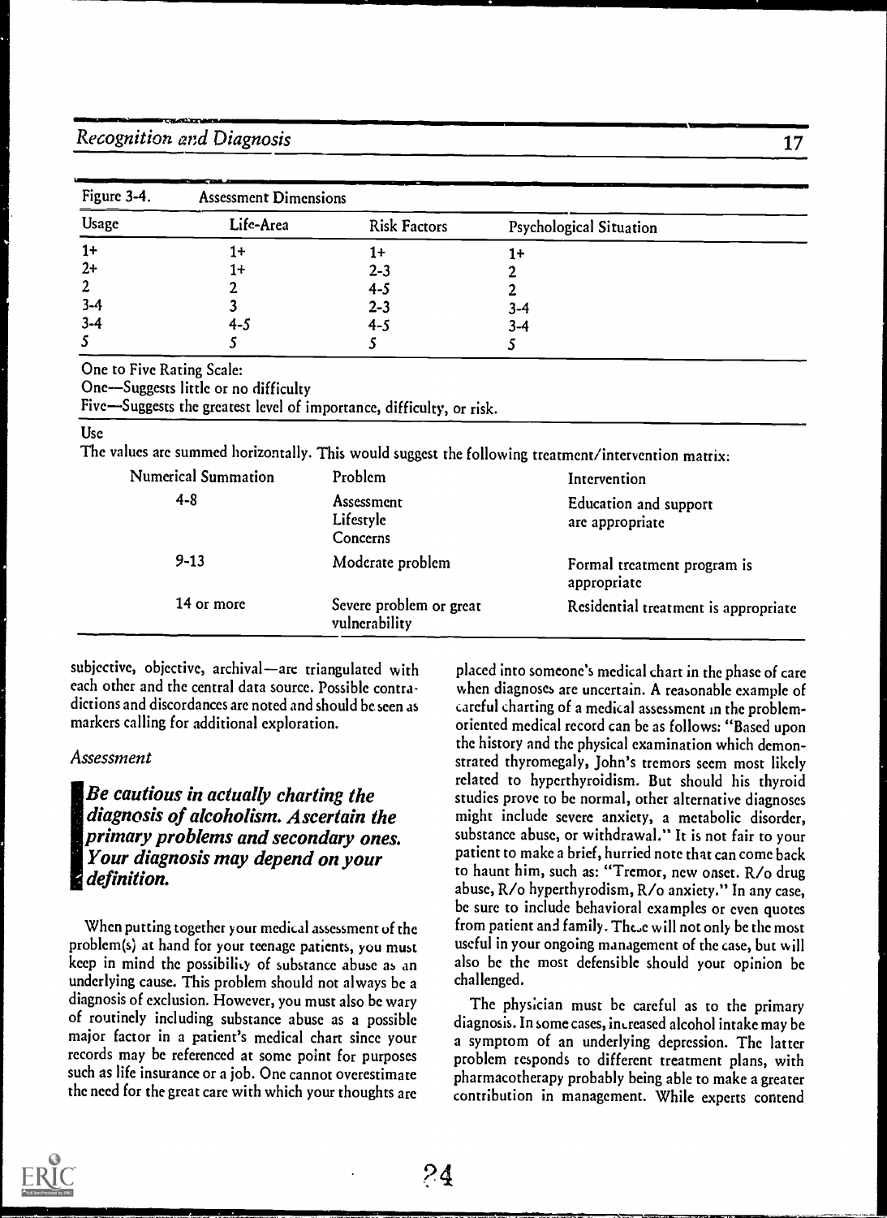Figure 3-4. Assessment Dimensions

| Usage | Life-Area | Risk Factors | Psychological Situation |
|---|---|---|---|
| 1+ | 1+ | 1+ | 1+ |
| 2+ | 1+ | 2-3 | 2 |
| 2 | 2 | 4-5 | 2 |
| 3-4 | 3 | 2-3 | 3-4 |
| 3-4 | 4-5 | 4-5 | 3-4 |
| 5 | 5 | 5 | 5 |

One to Five Rating Scale:
One—Suggests little or no difficulty
Five—Suggests the greatest level of importance, difficulty, or risk.

Use
The values are summed horizontally. This would suggest the following treatment/intervention matrix:

| Numerical Summation | Problem | Intervention |
|---|---|---|
| 4-8 | Assessment Lifestyle Concerns | Education and support are appropriate |
| 9-13 | Moderate problem | Formal treatment program is appropriate |
| 14 or more | Severe problem or great vulnerability | Residential treatment is appropriate |

subjective, objective, archival—are triangulated with each other and the central data source. Possible contradictions and discordances are noted and should be seen as markers calling for additional exploration.

### Assessment

***Be cautious in actually charting the diagnosis of alcoholism. Ascertain the primary problems and secondary ones. Your diagnosis may depend on your definition.***

When putting together your medical assessment of the problem(s) at hand for your teenage patients, you must keep in mind the possibility of substance abuse as an underlying cause. This problem should not always be a diagnosis of exclusion. However, you must also be wary of routinely including substance abuse as a possible major factor in a patient's medical chart since your records may be referenced at some point for purposes such as life insurance or a job. One cannot overestimate the need for the great care with which your thoughts are placed into someone's medical chart in the phase of care when diagnoses are uncertain. A reasonable example of careful charting of a medical assessment in the problem-oriented medical record can be as follows: "Based upon the history and the physical examination which demonstrated thyromegaly, John's tremors seem most likely related to hyperthyroidism. But should his thyroid studies prove to be normal, other alternative diagnoses might include severe anxiety, a metabolic disorder, substance abuse, or withdrawal." It is not fair to your patient to make a brief, hurried note that can come back to haunt him, such as: "Tremor, new onset. R/o drug abuse, R/o hyperthyrodism, R/o anxiety." In any case, be sure to include behavioral examples or even quotes from patient and family. These will not only be the most useful in your ongoing management of the case, but will also be the most defensible should your opinion be challenged.

The physician must be careful as to the primary diagnosis. In some cases, increased alcohol intake may be a symptom of an underlying depression. The latter problem responds to different treatment plans, with pharmacotherapy probably being able to make a greater contribution in management. While experts contend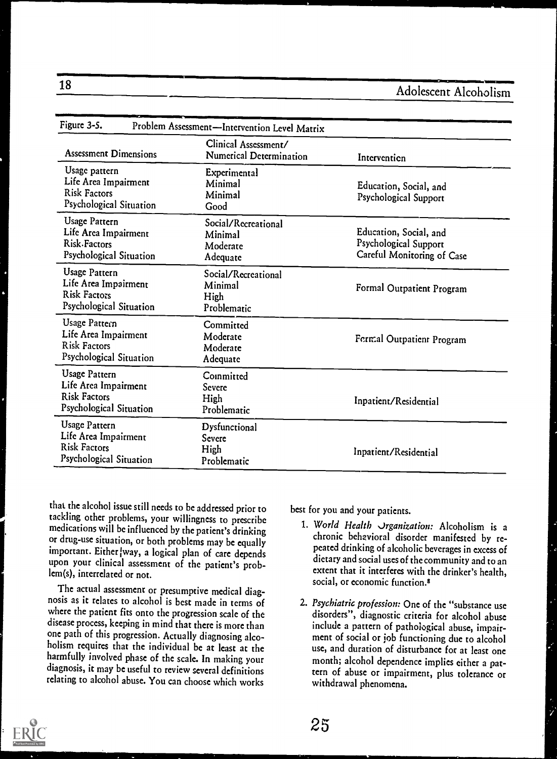Figure 3-5. Problem Assessment—Intervention Level Matrix

| Assessment Dimensions | Clinical Assessment/ Numerical Determination | Intervention |
|---|---|---|
| Usage pattern<br>Life Area Impairment<br>Risk Factors<br>Psychological Situation | Experimental<br>Minimal<br>Minimal<br>Good | Education, Social, and Psychological Support |
| Usage Pattern<br>Life Area Impairment<br>Risk Factors<br>Psychological Situation | Social/Recreational<br>Minimal<br>Moderate<br>Adequate | Education, Social, and Psychological Support<br>Careful Monitoring of Case |
| Usage Pattern<br>Life Area Impairment<br>Risk Factors<br>Psychological Situation | Social/Recreational<br>Minimal<br>High<br>Problematic | Formal Outpatient Program |
| Usage Pattern<br>Life Area Impairment<br>Risk Factors<br>Psychological Situation | Committed<br>Moderate<br>Moderate<br>Adequate | Formal Outpatient Program |
| Usage Pattern<br>Life Area Impairment<br>Risk Factors<br>Psychological Situation | Committed<br>Severe<br>High<br>Problematic | Inpatient/Residential |
| Usage Pattern<br>Life Area Impairment<br>Risk Factors<br>Psychological Situation | Dysfunctional<br>Severe<br>High<br>Problematic | Inpatient/Residential |

that the alcohol issue still needs to be addressed prior to tackling other problems, your willingness to prescribe medications will be influenced by the patient's drinking or drug-use situation, or both problems may be equally important. Either way, a logical plan of care depends upon your clinical assessment of the patient's problem(s), interrelated or not.

The actual assessment or presumptive medical diagnosis as it relates to alcohol is best made in terms of where the patient fits onto the progression scale of the disease process, keeping in mind that there is more than one path of this progression. Actually diagnosing alcoholism requires that the individual be at least at the harmfully involved phase of the scale. In making your diagnosis, it may be useful to review several definitions relating to alcohol abuse. You can choose which works best for you and your patients.

1. *World Health Organization:* Alcoholism is a chronic behavioral disorder manifested by repeated drinking of alcoholic beverages in excess of dietary and social uses of the community and to an extent that it interferes with the drinker's health, social, or economic function.[8]

2. *Psychiatric profession:* One of the "substance use disorders", diagnostic criteria for alcohol abuse include a pattern of pathological abuse, impairment of social or job functioning due to alcohol use, and duration of disturbance for at least one month; alcohol dependence implies either a pattern of abuse or impairment, plus tolerance or withdrawal phenomena.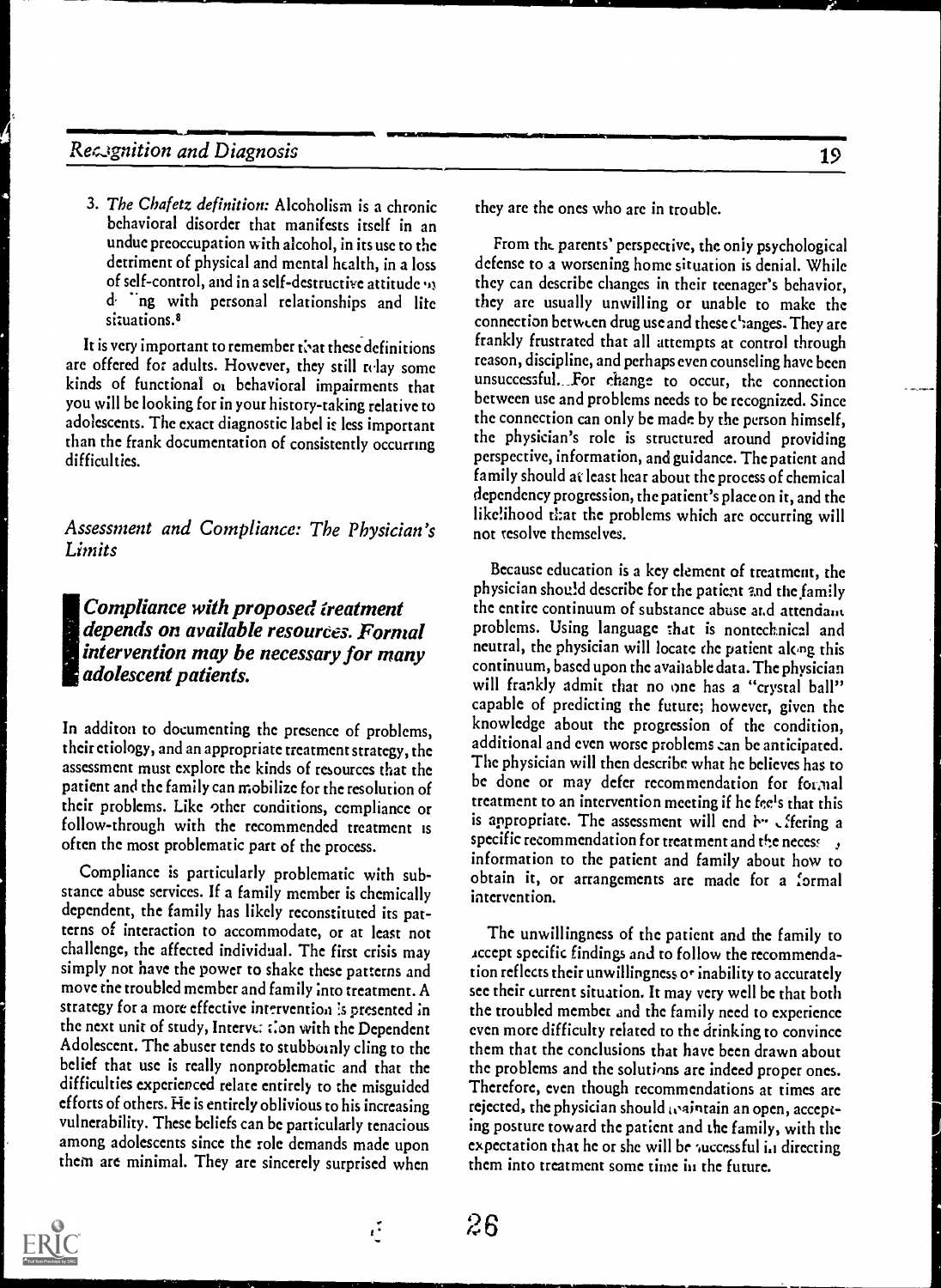3. *The Chafetz definition:* Alcoholism is a chronic behavioral disorder that manifests itself in an undue preoccupation with alcohol, in its use to the detriment of physical and mental health, in a loss of self-control, and in a self-destructive attitude in dealing with personal relationships and life situations.[8]

It is very important to remember that these definitions are offered for adults. However, they still relay some kinds of functional or behavioral impairments that you will be looking for in your history-taking relative to adolescents. The exact diagnostic label is less important than the frank documentation of consistently occurring difficulties.

## *Assessment and Compliance: The Physician's Limits*

> ***Compliance with proposed treatment depends on available resources. Formal intervention may be necessary for many adolescent patients.***

In additon to documenting the presence of problems, their etiology, and an appropriate treatment strategy, the assessment must explore the kinds of resources that the patient and the family can mobilize for the resolution of their problems. Like other conditions, compliance or follow-through with the recommended treatment is often the most problematic part of the process.

Compliance is particularly problematic with substance abuse services. If a family member is chemically dependent, the family has likely reconstituted its patterns of interaction to accommodate, or at least not challenge, the affected individual. The first crisis may simply not have the power to shake these patterns and move the troubled member and family into treatment. A strategy for a more effective intervention is presented in the next unit of study, Intervention with the Dependent Adolescent. The abuser tends to stubbornly cling to the belief that use is really nonproblematic and that the difficulties experienced relate entirely to the misguided efforts of others. He is entirely oblivious to his increasing vulnerability. These beliefs can be particularly tenacious among adolescents since the role demands made upon them are minimal. They are sincerely surprised when they are the ones who are in trouble.

From the parents' perspective, the only psychological defense to a worsening home situation is denial. While they can describe changes in their teenager's behavior, they are usually unwilling or unable to make the connection between drug use and these changes. They are frankly frustrated that all attempts at control through reason, discipline, and perhaps even counseling have been unsuccessful. For change to occur, the connection between use and problems needs to be recognized. Since the connection can only be made by the person himself, the physician's role is structured around providing perspective, information, and guidance. The patient and family should at least hear about the process of chemical dependency progression, the patient's place on it, and the likelihood that the problems which are occurring will not resolve themselves.

Because education is a key element of treatment, the physician should describe for the patient and the family the entire continuum of substance abuse and attendant problems. Using language that is nontechnical and neutral, the physician will locate the patient along this continuum, based upon the available data. The physician will frankly admit that no one has a "crystal ball" capable of predicting the future; however, given the knowledge about the progression of the condition, additional and even worse problems can be anticipated. The physician will then describe what he believes has to be done or may defer recommendation for formal treatment to an intervention meeting if he feels that this is appropriate. The assessment will end by offering a specific recommendation for treatment and the necessary information to the patient and family about how to obtain it, or arrangements are made for a formal intervention.

The unwillingness of the patient and the family to accept specific findings and to follow the recommendation reflects their unwillingness or inability to accurately see their current situation. It may very well be that both the troubled member and the family need to experience even more difficulty related to the drinking to convince them that the conclusions that have been drawn about the problems and the solutions are indeed proper ones. Therefore, even though recommendations at times are rejected, the physician should maintain an open, accepting posture toward the patient and the family, with the expectation that he or she will be successful in directing them into treatment some time in the future.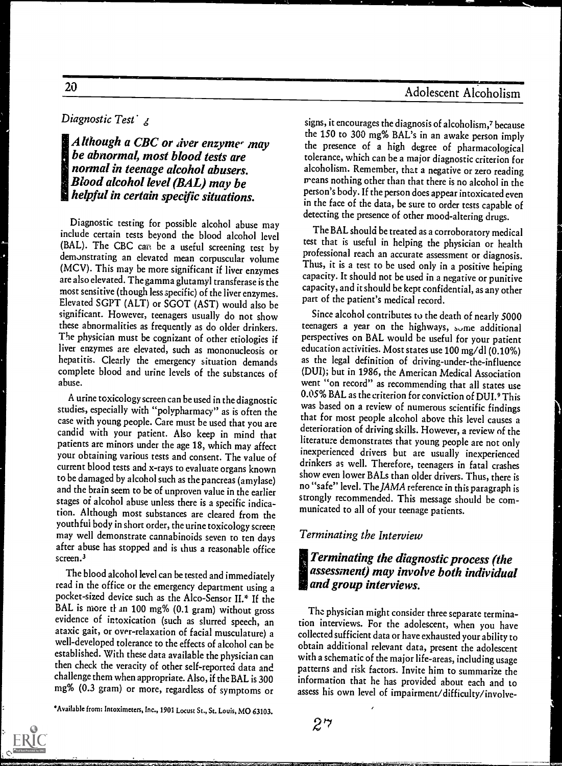### *Diagnostic Testing*

> ***Although a CBC or liver enzymes may be abnormal, most blood tests are normal in teenage alcohol abusers. Blood alcohol level (BAL) may be helpful in certain specific situations.***

Diagnostic testing for possible alcohol abuse may include certain tests beyond the blood alcohol level (BAL). The CBC can be a useful screening test by demonstrating an elevated mean corpuscular volume (MCV). This may be more significant if liver enzymes are also elevated. The gamma glutamyl transferase is the most sensitive (though less specific) of the liver enzymes. Elevated SGPT (ALT) or SGOT (AST) would also be significant. However, teenagers usually do not show these abnormalities as frequently as do older drinkers. The physician must be cognizant of other etiologies if liver enzymes are elevated, such as mononucleosis or hepatitis. Clearly the emergency situation demands complete blood and urine levels of the substances of abuse.

A urine toxicology screen can be used in the diagnostic studies, especially with "polypharmacy" as is often the case with young people. Care must be used that you are candid with your patient. Also keep in mind that patients are minors under the age 18, which may affect your obtaining various tests and consent. The value of current blood tests and x-rays to evaluate organs known to be damaged by alcohol such as the pancreas (amylase) and the brain seem to be of unproven value in the earlier stages of alcohol abuse unless there is a specific indication. Although most substances are cleared from the youthful body in short order, the urine toxicology screen may well demonstrate cannabinoids seven to ten days after abuse has stopped and is thus a reasonable office screen.[3]

The blood alcohol level can be tested and immediately read in the office or the emergency department using a pocket-sized device such as the Alco-Sensor II.* If the BAL is more than 100 mg% (0.1 gram) without gross evidence of intoxication (such as slurred speech, an ataxic gait, or over-relaxation of facial musculature) a well-developed tolerance to the effects of alcohol can be established. With these data available the physician can then check the veracity of other self-reported data and challenge them when appropriate. Also, if the BAL is 300 mg% (0.3 gram) or more, regardless of symptoms or signs, it encourages the diagnosis of alcoholism,[7] because the 150 to 300 mg% BAL's in an awake person imply the presence of a high degree of pharmacological tolerance, which can be a major diagnostic criterion for alcoholism. Remember, that a negative or zero reading means nothing other than that there is no alcohol in the person's body. If the person does appear intoxicated even in the face of the data, be sure to order tests capable of detecting the presence of other mood-altering drugs.

The BAL should be treated as a corroboratory medical test that is useful in helping the physician or health professional reach an accurate assessment or diagnosis. Thus, it is a test to be used only in a positive helping capacity. It should not be used in a negative or punitive capacity, and it should be kept confidential, as any other part of the patient's medical record.

Since alcohol contributes to the death of nearly 5000 teenagers a year on the highways, some additional perspectives on BAL would be useful for your patient education activities. Most states use 100 mg/dl (0.10%) as the legal definition of driving-under-the-influence (DUI); but in 1986, the American Medical Association went "on record" as recommending that all states use 0.05% BAL as the criterion for conviction of DUI.[9] This was based on a review of numerous scientific findings that for most people alcohol above this level causes a deterioration of driving skills. However, a review of the literature demonstrates that young people are not only inexperienced drivers but are usually inexperienced drinkers as well. Therefore, teenagers in fatal crashes show even lower BALs than older drivers. Thus, there is no "safe" level. The *JAMA* reference in this paragraph is strongly recommended. This message should be communicated to all of your teenage patients.

### *Terminating the Interview*

> ***Terminating the diagnostic process (the assessment) may involve both individual and group interviews.***

The physician might consider three separate termination interviews. For the adolescent, when you have collected sufficient data or have exhausted your ability to obtain additional relevant data, present the adolescent with a schematic of the major life-areas, including usage patterns and risk factors. Invite him to summarize the information that he has provided about each and to assess his own level of impairment/difficulty/involve-

*Available from: Intoximeters, Inc., 1901 Locust St., St. Louis, MO 63103.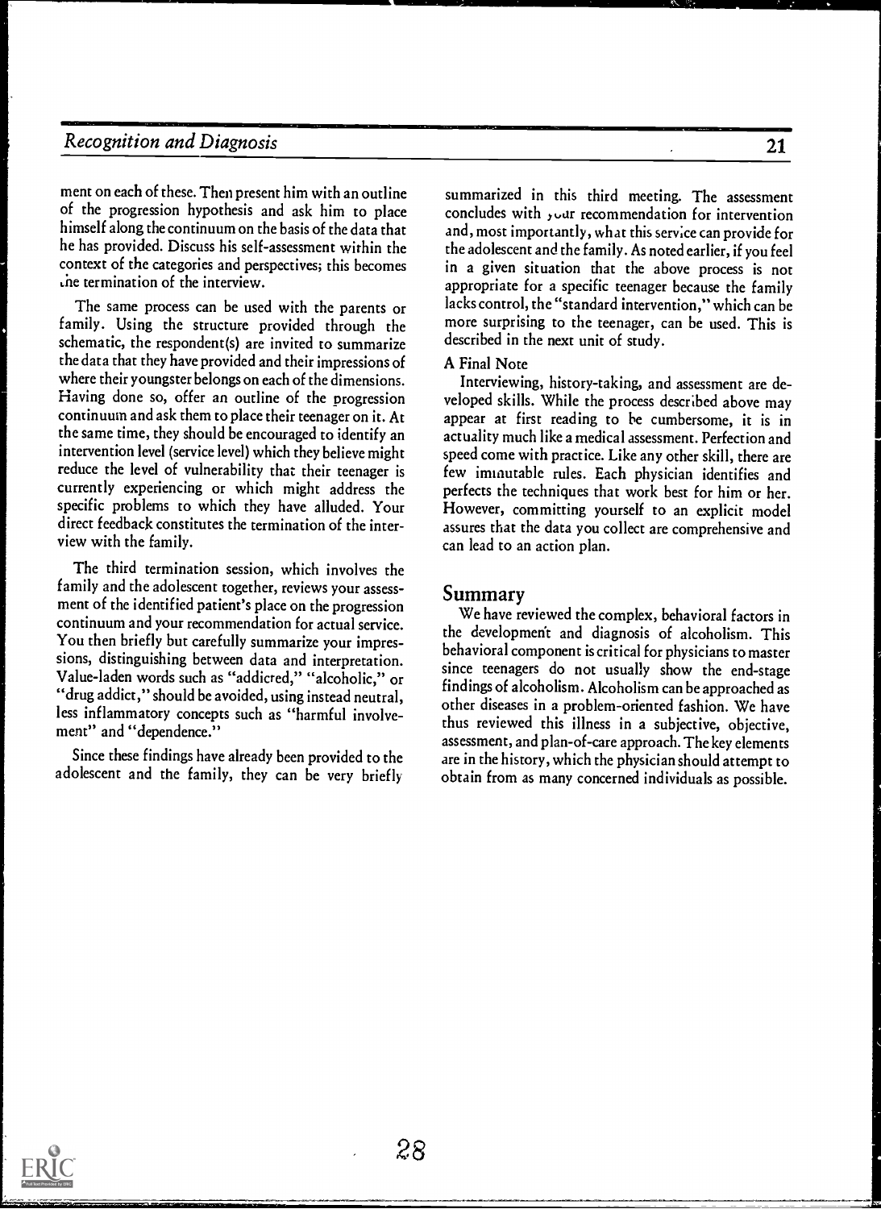ment on each of these. Then present him with an outline of the progression hypothesis and ask him to place himself along the continuum on the basis of the data that he has provided. Discuss his self-assessment within the context of the categories and perspectives; this becomes the termination of the interview.

The same process can be used with the parents or family. Using the structure provided through the schematic, the respondent(s) are invited to summarize the data that they have provided and their impressions of where their youngster belongs on each of the dimensions. Having done so, offer an outline of the progression continuum and ask them to place their teenager on it. At the same time, they should be encouraged to identify an intervention level (service level) which they believe might reduce the level of vulnerability that their teenager is currently experiencing or which might address the specific problems to which they have alluded. Your direct feedback constitutes the termination of the interview with the family.

The third termination session, which involves the family and the adolescent together, reviews your assessment of the identified patient's place on the progression continuum and your recommendation for actual service. You then briefly but carefully summarize your impressions, distinguishing between data and interpretation. Value-laden words such as "addicted," "alcoholic," or "drug addict," should be avoided, using instead neutral, less inflammatory concepts such as "harmful involvement" and "dependence."

Since these findings have already been provided to the adolescent and the family, they can be very briefly summarized in this third meeting. The assessment concludes with your recommendation for intervention and, most importantly, what this service can provide for the adolescent and the family. As noted earlier, if you feel in a given situation that the above process is not appropriate for a specific teenager because the family lacks control, the "standard intervention," which can be more surprising to the teenager, can be used. This is described in the next unit of study.

A Final Note

Interviewing, history-taking, and assessment are developed skills. While the process described above may appear at first reading to be cumbersome, it is in actuality much like a medical assessment. Perfection and speed come with practice. Like any other skill, there are few immutable rules. Each physician identifies and perfects the techniques that work best for him or her. However, committing yourself to an explicit model assures that the data you collect are comprehensive and can lead to an action plan.

## Summary

We have reviewed the complex, behavioral factors in the development and diagnosis of alcoholism. This behavioral component is critical for physicians to master since teenagers do not usually show the end-stage findings of alcoholism. Alcoholism can be approached as other diseases in a problem-oriented fashion. We have thus reviewed this illness in a subjective, objective, assessment, and plan-of-care approach. The key elements are in the history, which the physician should attempt to obtain from as many concerned individuals as possible.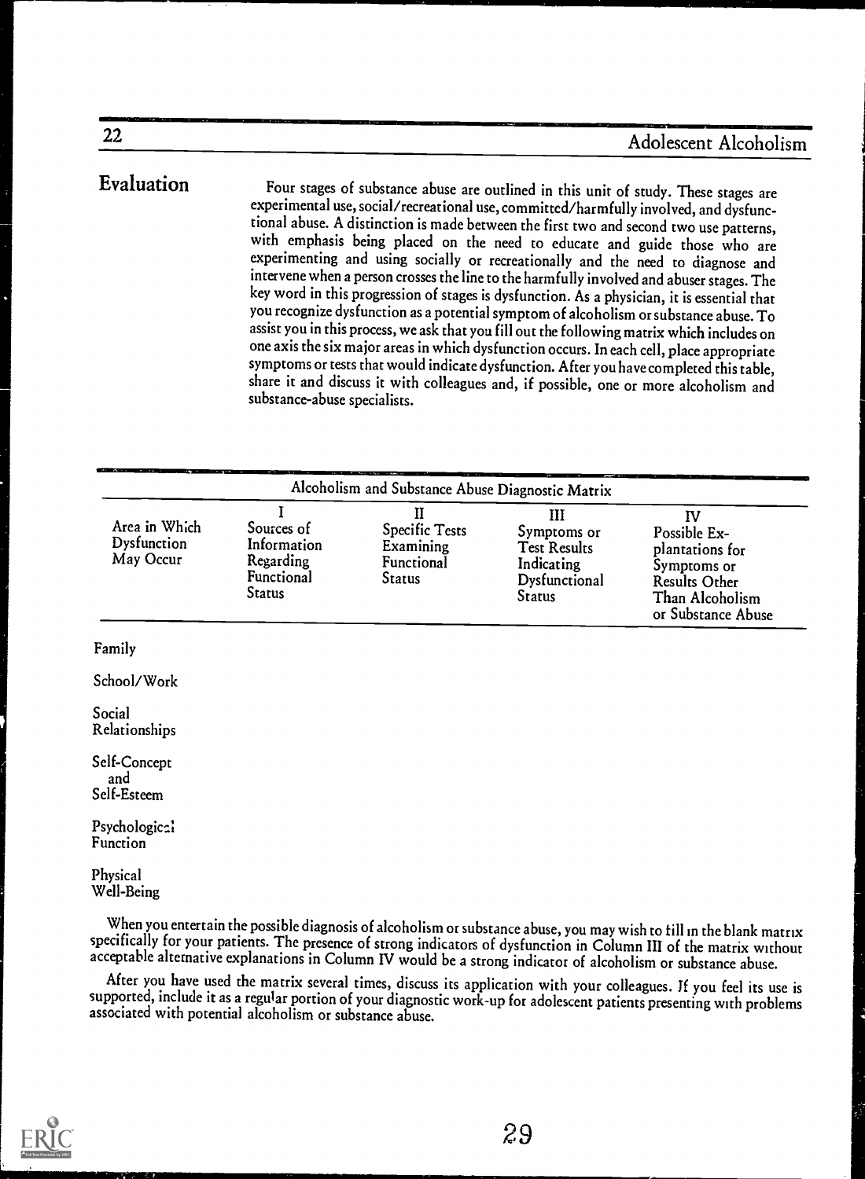## Evaluation

Four stages of substance abuse are outlined in this unit of study. These stages are experimental use, social/recreational use, committed/harmfully involved, and dysfunctional abuse. A distinction is made between the first two and second two use patterns, with emphasis being placed on the need to educate and guide those who are experimenting and using socially or recreationally and the need to diagnose and intervene when a person crosses the line to the harmfully involved and abuser stages. The key word in this progression of stages is dysfunction. As a physician, it is essential that you recognize dysfunction as a potential symptom of alcoholism or substance abuse. To assist you in this process, we ask that you fill out the following matrix which includes on one axis the six major areas in which dysfunction occurs. In each cell, place appropriate symptoms or tests that would indicate dysfunction. After you have completed this table, share it and discuss it with colleagues and, if possible, one or more alcoholism and substance-abuse specialists.

**Alcoholism and Substance Abuse Diagnostic Matrix**

| Area in Which Dysfunction May Occur | I Sources of Information Regarding Functional Status | II Specific Tests Examining Functional Status | III Symptoms or Test Results Indicating Dysfunctional Status | IV Possible Explantations for Symptoms or Results Other Than Alcoholism or Substance Abuse |
|---|---|---|---|---|
| Family | | | | |
| School/Work | | | | |
| Social Relationships | | | | |
| Self-Concept and Self-Esteem | | | | |
| Psychological Function | | | | |
| Physical Well-Being | | | | |

When you entertain the possible diagnosis of alcoholism or substance abuse, you may wish to fill in the blank matrix specifically for your patients. The presence of strong indicators of dysfunction in Column III of the matrix without acceptable alternative explanations in Column IV would be a strong indicator of alcoholism or substance abuse.

After you have used the matrix several times, discuss its application with your colleagues. If you feel its use is supported, include it as a regular portion of your diagnostic work-up for adolescent patients presenting with problems associated with potential alcoholism or substance abuse.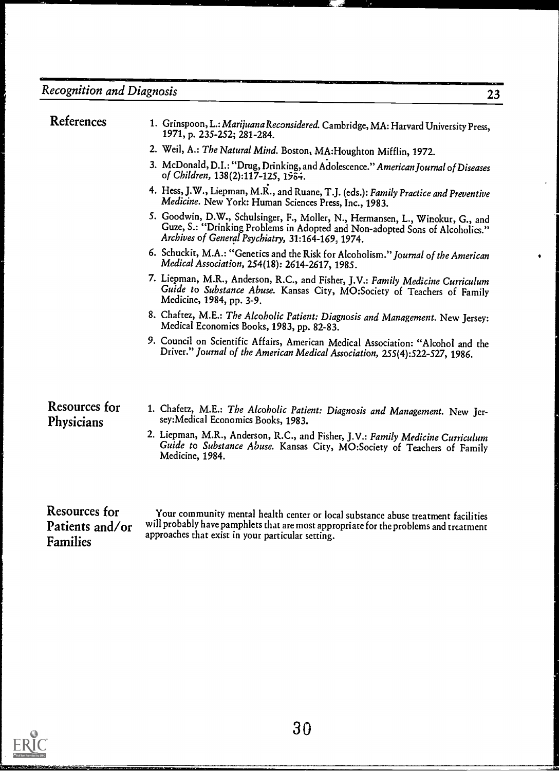## References

1. Grinspoon, L.: *Marijuana Reconsidered.* Cambridge, MA: Harvard University Press, 1971, p. 235-252; 281-284.
2. Weil, A.: *The Natural Mind.* Boston, MA:Houghton Mifflin, 1972.
3. McDonald, D.I.: "Drug, Drinking, and Adolescence." *American Journal of Diseases of Children,* 138(2):117-125, 1984.
4. Hess, J.W., Liepman, M.R., and Ruane, T.J. (eds.): *Family Practice and Preventive Medicine.* New York: Human Sciences Press, Inc., 1983.
5. Goodwin, D.W., Schulsinger, F., Moller, N., Hermansen, L., Winokur, G., and Guze, S.: "Drinking Problems in Adopted and Non-adopted Sons of Alcoholics." *Archives of General Psychiatry,* 31:164-169, 1974.
6. Schuckit, M.A.: "Genetics and the Risk for Alcoholism." *Journal of the American Medical Association,* 254(18): 2614-2617, 1985.
7. Liepman, M.R., Anderson, R.C., and Fisher, J.V.: *Family Medicine Curriculum Guide to Substance Abuse.* Kansas City, MO:Society of Teachers of Family Medicine, 1984, pp. 3-9.
8. Chaftez, M.E.: *The Alcoholic Patient: Diagnosis and Management.* New Jersey: Medical Economics Books, 1983, pp. 82-83.
9. Council on Scientific Affairs, American Medical Association: "Alcohol and the Driver." *Journal of the American Medical Association,* 255(4):522-527, 1986.

## Resources for Physicians

1. Chafetz, M.E.: *The Alcoholic Patient: Diagnosis and Management.* New Jersey:Medical Economics Books, 1983.
2. Liepman, M.R., Anderson, R.C., and Fisher, J.V.: *Family Medicine Curriculum Guide to Substance Abuse.* Kansas City, MO:Society of Teachers of Family Medicine, 1984.

## Resources for Patients and/or Families

Your community mental health center or local substance abuse treatment facilities will probably have pamphlets that are most appropriate for the problems and treatment approaches that exist in your particular setting.